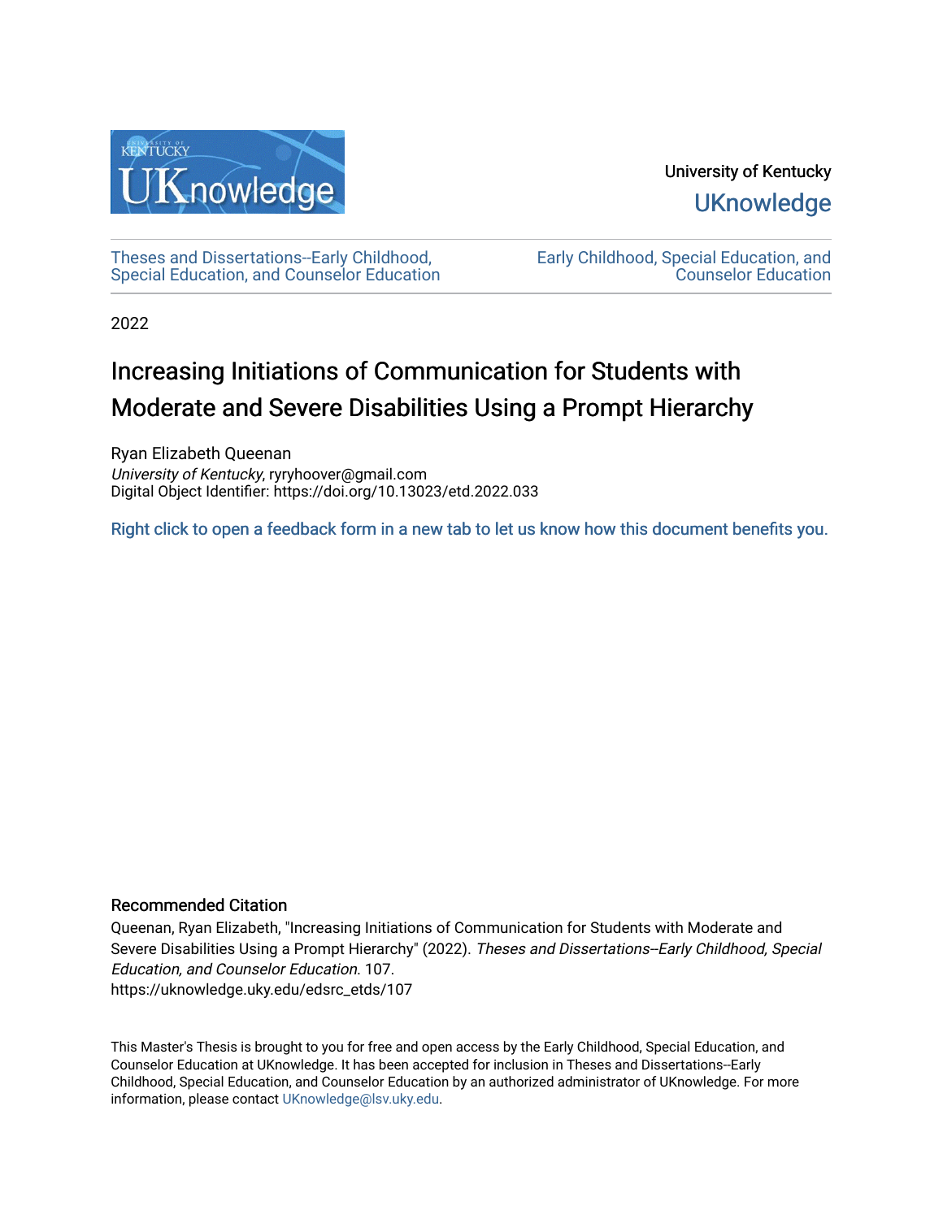University of Kentucky

UKnowledge

Theses and Dissertations--Early Childhood, Special Education, and Counselor Education

Early Childhood, Special Education, and Counselor Education

2022

# Increasing Initiations of Communication for Students with Moderate and Severe Disabilities Using a Prompt Hierarchy

Ryan Elizabeth Queenan
*University of Kentucky*, ryryhoover@gmail.com
Digital Object Identifier: https://doi.org/10.13023/etd.2022.033

Right click to open a feedback form in a new tab to let us know how this document benefits you.

### Recommended Citation

Queenan, Ryan Elizabeth, "Increasing Initiations of Communication for Students with Moderate and Severe Disabilities Using a Prompt Hierarchy" (2022). *Theses and Dissertations--Early Childhood, Special Education, and Counselor Education*. 107.
https://uknowledge.uky.edu/edsrc_etds/107

This Master's Thesis is brought to you for free and open access by the Early Childhood, Special Education, and Counselor Education at UKnowledge. It has been accepted for inclusion in Theses and Dissertations--Early Childhood, Special Education, and Counselor Education by an authorized administrator of UKnowledge. For more information, please contact UKnowledge@lsv.uky.edu.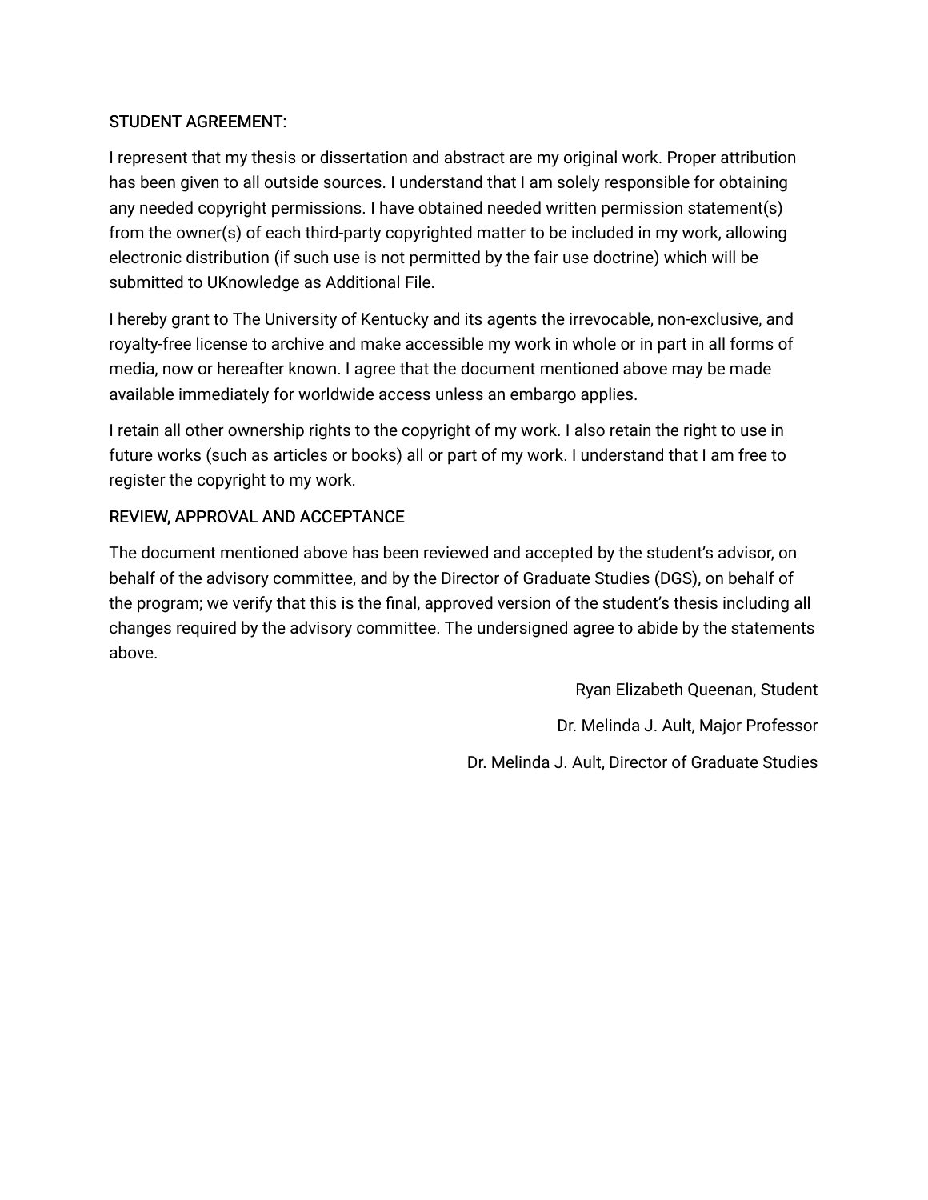STUDENT AGREEMENT:

I represent that my thesis or dissertation and abstract are my original work. Proper attribution has been given to all outside sources. I understand that I am solely responsible for obtaining any needed copyright permissions. I have obtained needed written permission statement(s) from the owner(s) of each third-party copyrighted matter to be included in my work, allowing electronic distribution (if such use is not permitted by the fair use doctrine) which will be submitted to UKnowledge as Additional File.

I hereby grant to The University of Kentucky and its agents the irrevocable, non-exclusive, and royalty-free license to archive and make accessible my work in whole or in part in all forms of media, now or hereafter known. I agree that the document mentioned above may be made available immediately for worldwide access unless an embargo applies.

I retain all other ownership rights to the copyright of my work. I also retain the right to use in future works (such as articles or books) all or part of my work. I understand that I am free to register the copyright to my work.

REVIEW, APPROVAL AND ACCEPTANCE

The document mentioned above has been reviewed and accepted by the student's advisor, on behalf of the advisory committee, and by the Director of Graduate Studies (DGS), on behalf of the program; we verify that this is the final, approved version of the student's thesis including all changes required by the advisory committee. The undersigned agree to abide by the statements above.

Ryan Elizabeth Queenan, Student

Dr. Melinda J. Ault, Major Professor

Dr. Melinda J. Ault, Director of Graduate Studies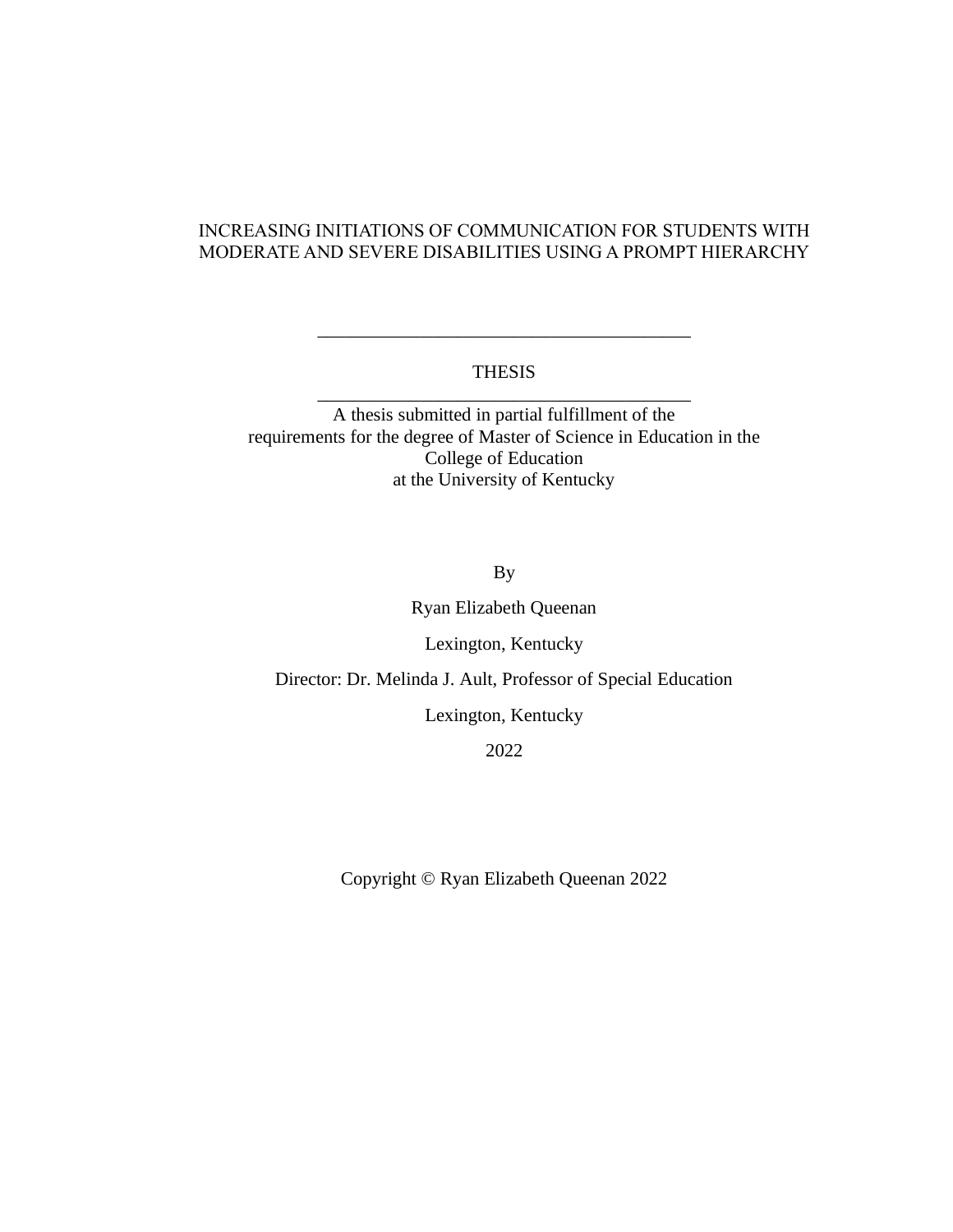# INCREASING INITIATIONS OF COMMUNICATION FOR STUDENTS WITH MODERATE AND SEVERE DISABILITIES USING A PROMPT HIERARCHY

---

THESIS

---

A thesis submitted in partial fulfillment of the
requirements for the degree of Master of Science in Education in the
College of Education
at the University of Kentucky

By

Ryan Elizabeth Queenan

Lexington, Kentucky

Director: Dr. Melinda J. Ault, Professor of Special Education

Lexington, Kentucky

2022

Copyright © Ryan Elizabeth Queenan 2022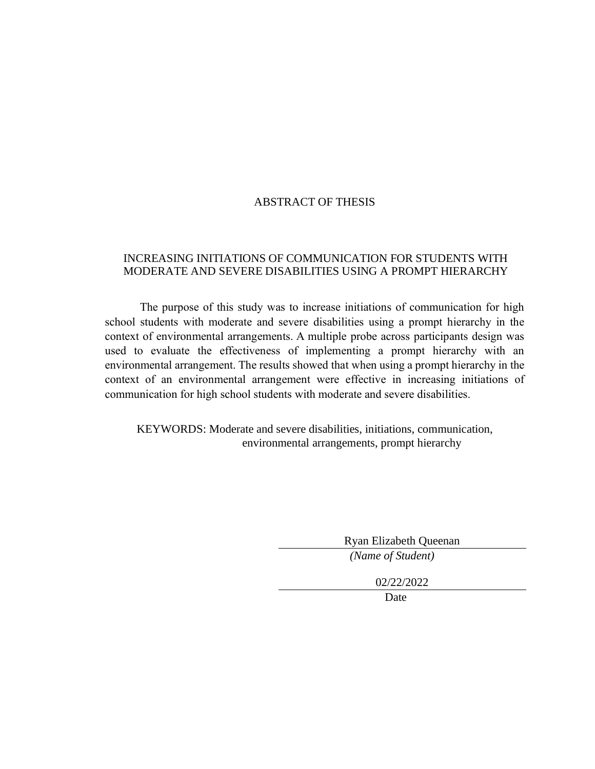# ABSTRACT OF THESIS

## INCREASING INITIATIONS OF COMMUNICATION FOR STUDENTS WITH MODERATE AND SEVERE DISABILITIES USING A PROMPT HIERARCHY

The purpose of this study was to increase initiations of communication for high school students with moderate and severe disabilities using a prompt hierarchy in the context of environmental arrangements. A multiple probe across participants design was used to evaluate the effectiveness of implementing a prompt hierarchy with an environmental arrangement. The results showed that when using a prompt hierarchy in the context of an environmental arrangement were effective in increasing initiations of communication for high school students with moderate and severe disabilities.

KEYWORDS: Moderate and severe disabilities, initiations, communication, environmental arrangements, prompt hierarchy

Ryan Elizabeth Queenan

*(Name of Student)*

02/22/2022

Date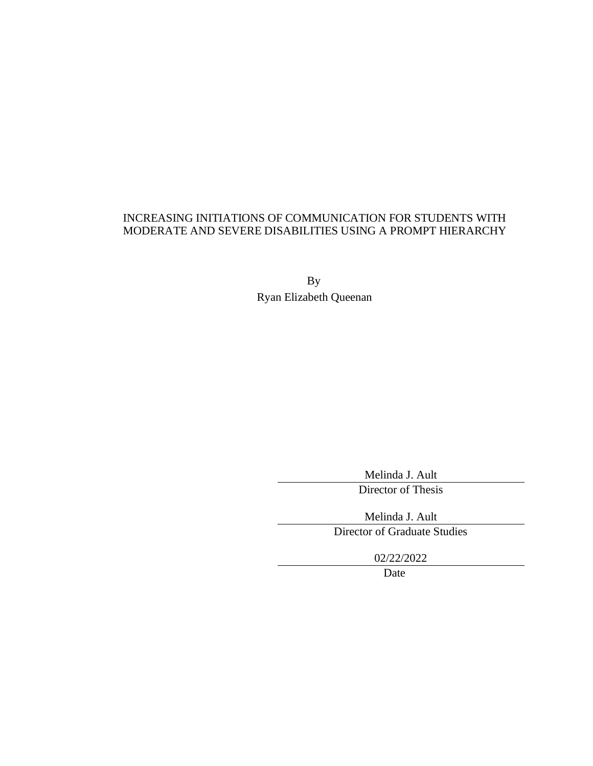INCREASING INITIATIONS OF COMMUNICATION FOR STUDENTS WITH MODERATE AND SEVERE DISABILITIES USING A PROMPT HIERARCHY

By

Ryan Elizabeth Queenan

Melinda J. Ault
Director of Thesis

Melinda J. Ault
Director of Graduate Studies

02/22/2022
Date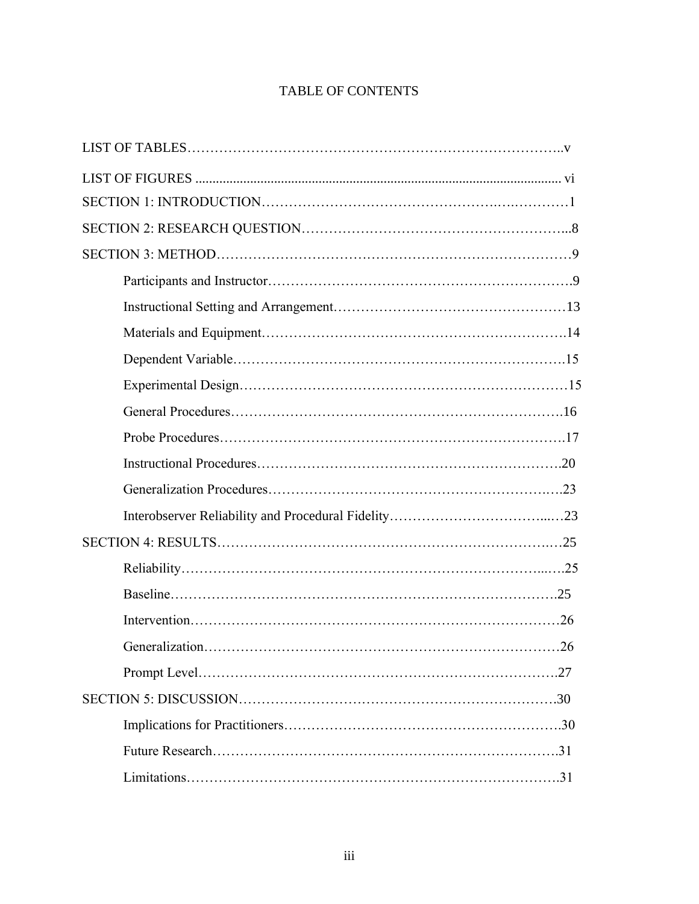# TABLE OF CONTENTS

LIST OF TABLES……………………………………………………………………..v

LIST OF FIGURES ........................................................................................................... vi

SECTION 1: INTRODUCTION……………………………………………….…………1

SECTION 2: RESEARCH QUESTION………………………………………………...8

SECTION 3: METHOD…………………………………………………………………9

- Participants and Instructor……………………………………………………….9
- Instructional Setting and Arrangement……………………………………………13
- Materials and Equipment……………………………………………………….14
- Dependent Variable…………………………………………………………….15
- Experimental Design…………………………………………………….………15
- General Procedures…………………………………………………………….16
- Probe Procedures……………………………………………………………….17
- Instructional Procedures……………………………………………………….20
- Generalization Procedures………………………………………………….….23
- Interobserver Reliability and Procedural Fidelity……………………………...…23

SECTION 4: RESULTS…………………………………………………………….…25

- Reliability…………………………………………………………………...….25
- Baseline…………………………………………………………………….25
- Intervention……………………………………………………………………26
- Generalization…………………………………………………………………26
- Prompt Level…………………………………………………………………..27

SECTION 5: DISCUSSION……………………………………………………………30

- Implications for Practitioners……………………………………………………30
- Future Research…………………………………………………………….…31
- Limitations……………………………………………………………………31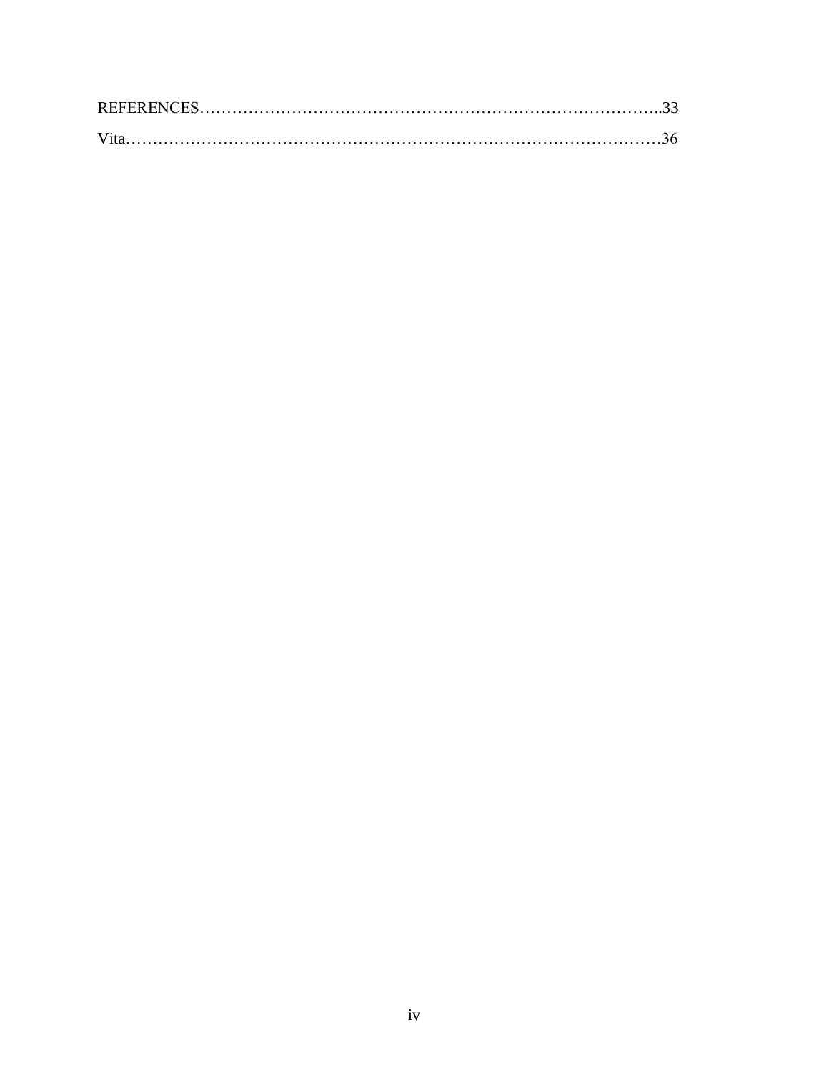REFERENCES…………………………………………………………………………..33

Vita……………………………………………………………………………………36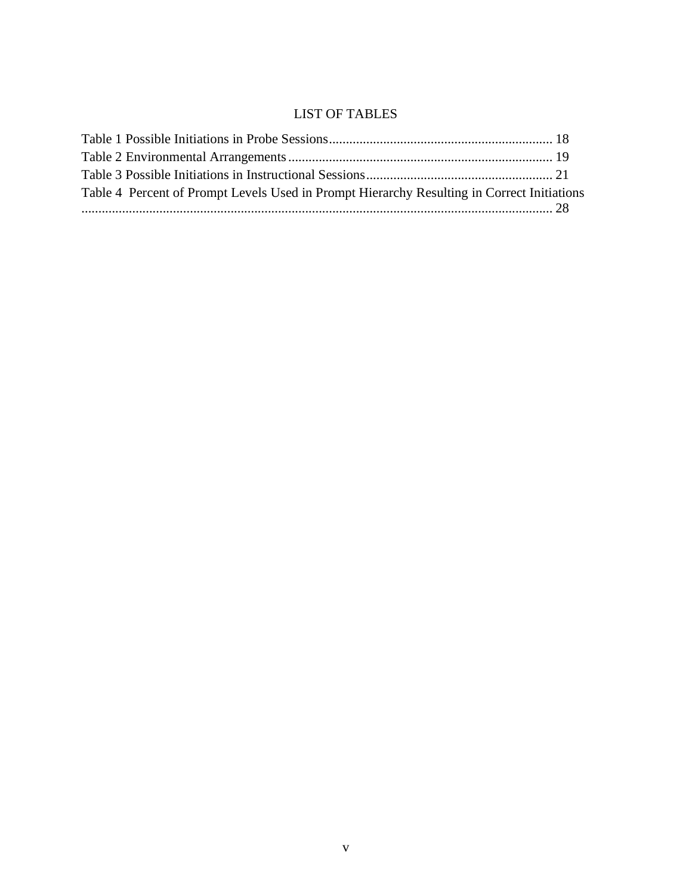# LIST OF TABLES

Table 1 Possible Initiations in Probe Sessions .................................................................. 18
Table 2 Environmental Arrangements ............................................................................. 19
Table 3 Possible Initiations in Instructional Sessions ....................................................... 21
Table 4 Percent of Prompt Levels Used in Prompt Hierarchy Resulting in Correct Initiations ........................................................................................................................... 28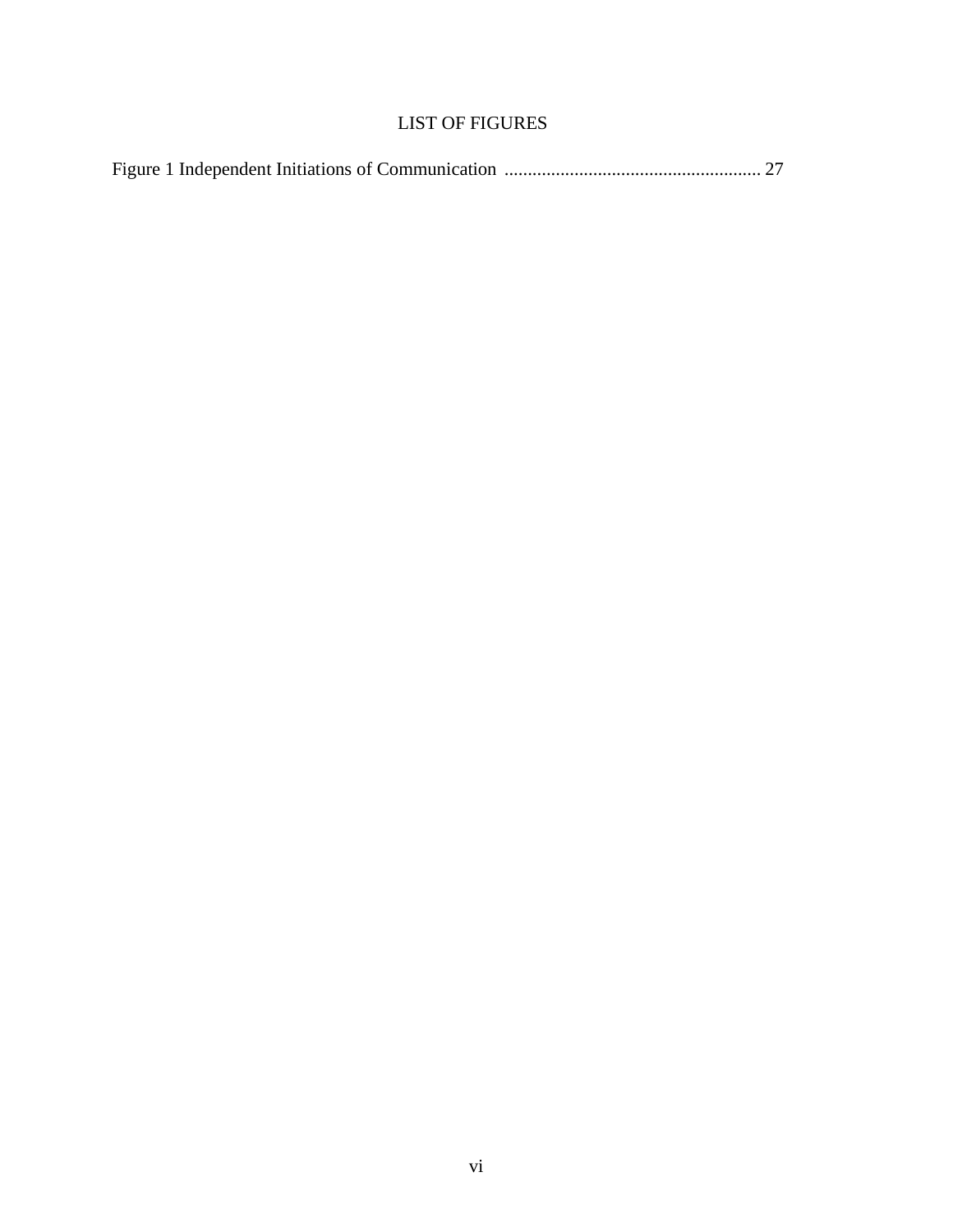# LIST OF FIGURES

Figure 1 Independent Initiations of Communication ...................................................... 27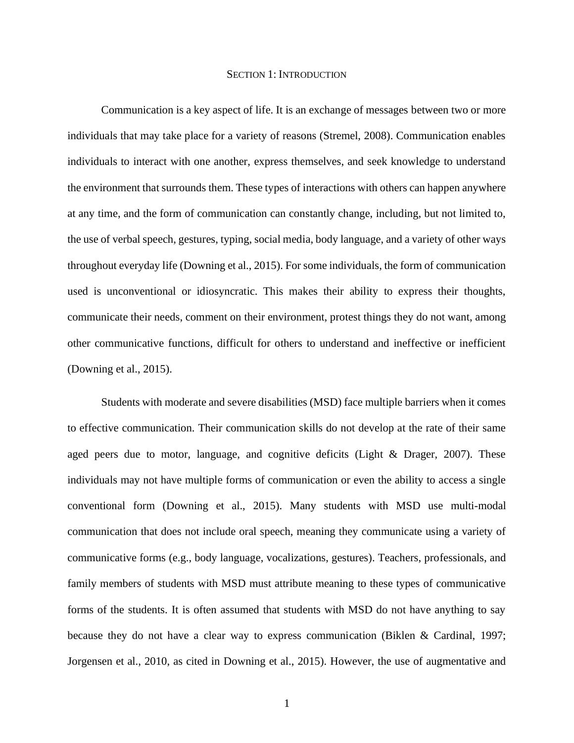# Section 1: Introduction

Communication is a key aspect of life. It is an exchange of messages between two or more individuals that may take place for a variety of reasons (Stremel, 2008). Communication enables individuals to interact with one another, express themselves, and seek knowledge to understand the environment that surrounds them. These types of interactions with others can happen anywhere at any time, and the form of communication can constantly change, including, but not limited to, the use of verbal speech, gestures, typing, social media, body language, and a variety of other ways throughout everyday life (Downing et al., 2015). For some individuals, the form of communication used is unconventional or idiosyncratic. This makes their ability to express their thoughts, communicate their needs, comment on their environment, protest things they do not want, among other communicative functions, difficult for others to understand and ineffective or inefficient (Downing et al., 2015).

Students with moderate and severe disabilities (MSD) face multiple barriers when it comes to effective communication. Their communication skills do not develop at the rate of their same aged peers due to motor, language, and cognitive deficits (Light & Drager, 2007). These individuals may not have multiple forms of communication or even the ability to access a single conventional form (Downing et al., 2015). Many students with MSD use multi-modal communication that does not include oral speech, meaning they communicate using a variety of communicative forms (e.g., body language, vocalizations, gestures). Teachers, professionals, and family members of students with MSD must attribute meaning to these types of communicative forms of the students. It is often assumed that students with MSD do not have anything to say because they do not have a clear way to express communication (Biklen & Cardinal, 1997; Jorgensen et al., 2010, as cited in Downing et al., 2015). However, the use of augmentative and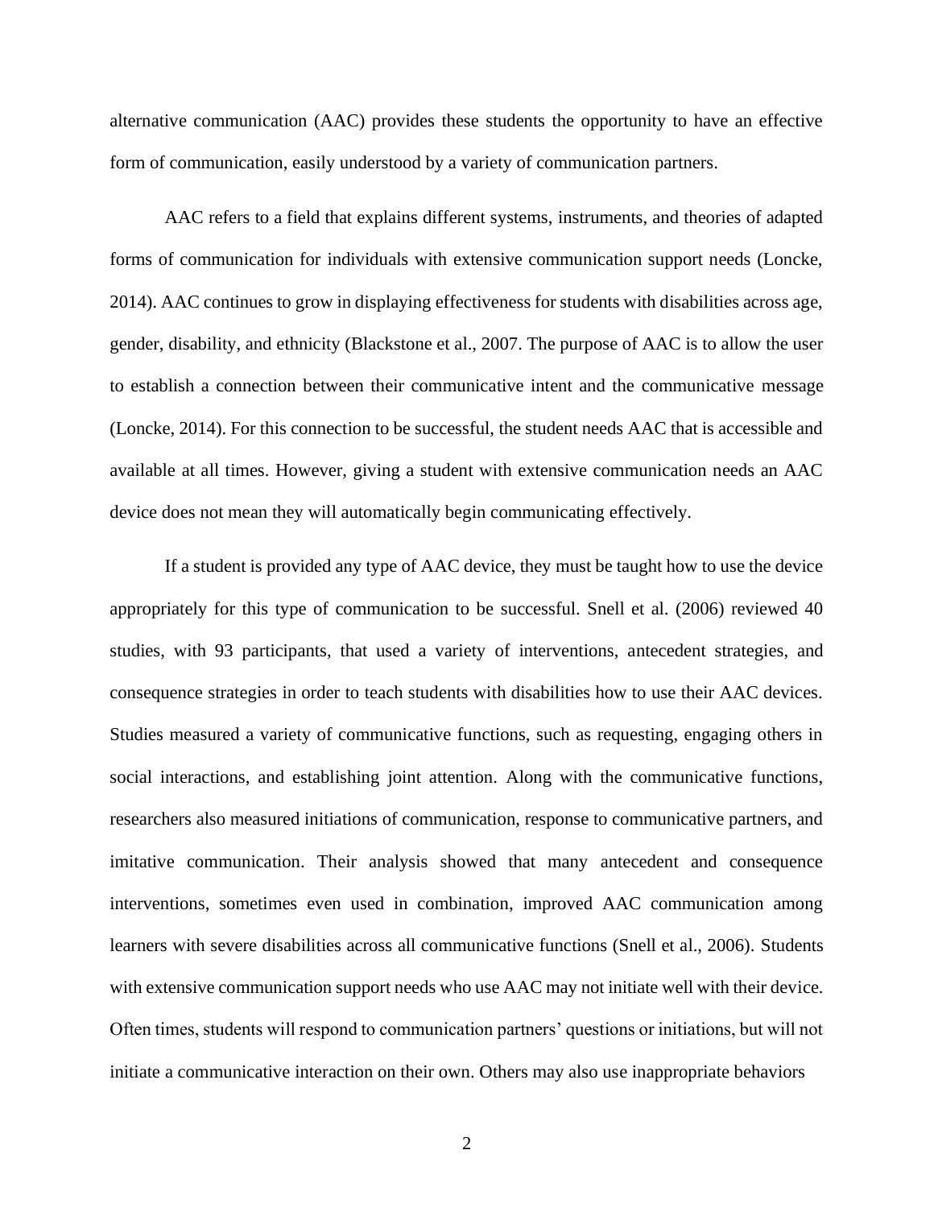alternative communication (AAC) provides these students the opportunity to have an effective form of communication, easily understood by a variety of communication partners.

AAC refers to a field that explains different systems, instruments, and theories of adapted forms of communication for individuals with extensive communication support needs (Loncke, 2014). AAC continues to grow in displaying effectiveness for students with disabilities across age, gender, disability, and ethnicity (Blackstone et al., 2007. The purpose of AAC is to allow the user to establish a connection between their communicative intent and the communicative message (Loncke, 2014). For this connection to be successful, the student needs AAC that is accessible and available at all times. However, giving a student with extensive communication needs an AAC device does not mean they will automatically begin communicating effectively.

If a student is provided any type of AAC device, they must be taught how to use the device appropriately for this type of communication to be successful. Snell et al. (2006) reviewed 40 studies, with 93 participants, that used a variety of interventions, antecedent strategies, and consequence strategies in order to teach students with disabilities how to use their AAC devices. Studies measured a variety of communicative functions, such as requesting, engaging others in social interactions, and establishing joint attention. Along with the communicative functions, researchers also measured initiations of communication, response to communicative partners, and imitative communication. Their analysis showed that many antecedent and consequence interventions, sometimes even used in combination, improved AAC communication among learners with severe disabilities across all communicative functions (Snell et al., 2006). Students with extensive communication support needs who use AAC may not initiate well with their device. Often times, students will respond to communication partners' questions or initiations, but will not initiate a communicative interaction on their own. Others may also use inappropriate behaviors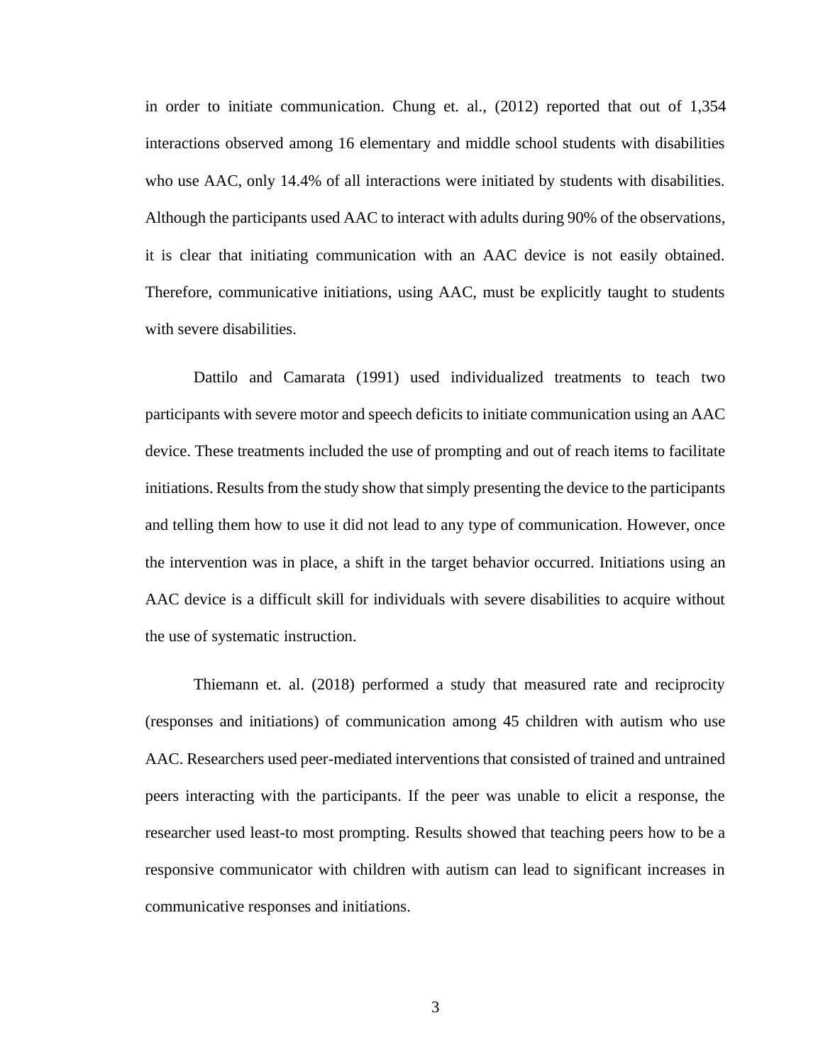in order to initiate communication. Chung et. al., (2012) reported that out of 1,354 interactions observed among 16 elementary and middle school students with disabilities who use AAC, only 14.4% of all interactions were initiated by students with disabilities. Although the participants used AAC to interact with adults during 90% of the observations, it is clear that initiating communication with an AAC device is not easily obtained. Therefore, communicative initiations, using AAC, must be explicitly taught to students with severe disabilities.

Dattilo and Camarata (1991) used individualized treatments to teach two participants with severe motor and speech deficits to initiate communication using an AAC device. These treatments included the use of prompting and out of reach items to facilitate initiations. Results from the study show that simply presenting the device to the participants and telling them how to use it did not lead to any type of communication. However, once the intervention was in place, a shift in the target behavior occurred. Initiations using an AAC device is a difficult skill for individuals with severe disabilities to acquire without the use of systematic instruction.

Thiemann et. al. (2018) performed a study that measured rate and reciprocity (responses and initiations) of communication among 45 children with autism who use AAC. Researchers used peer-mediated interventions that consisted of trained and untrained peers interacting with the participants. If the peer was unable to elicit a response, the researcher used least-to most prompting. Results showed that teaching peers how to be a responsive communicator with children with autism can lead to significant increases in communicative responses and initiations.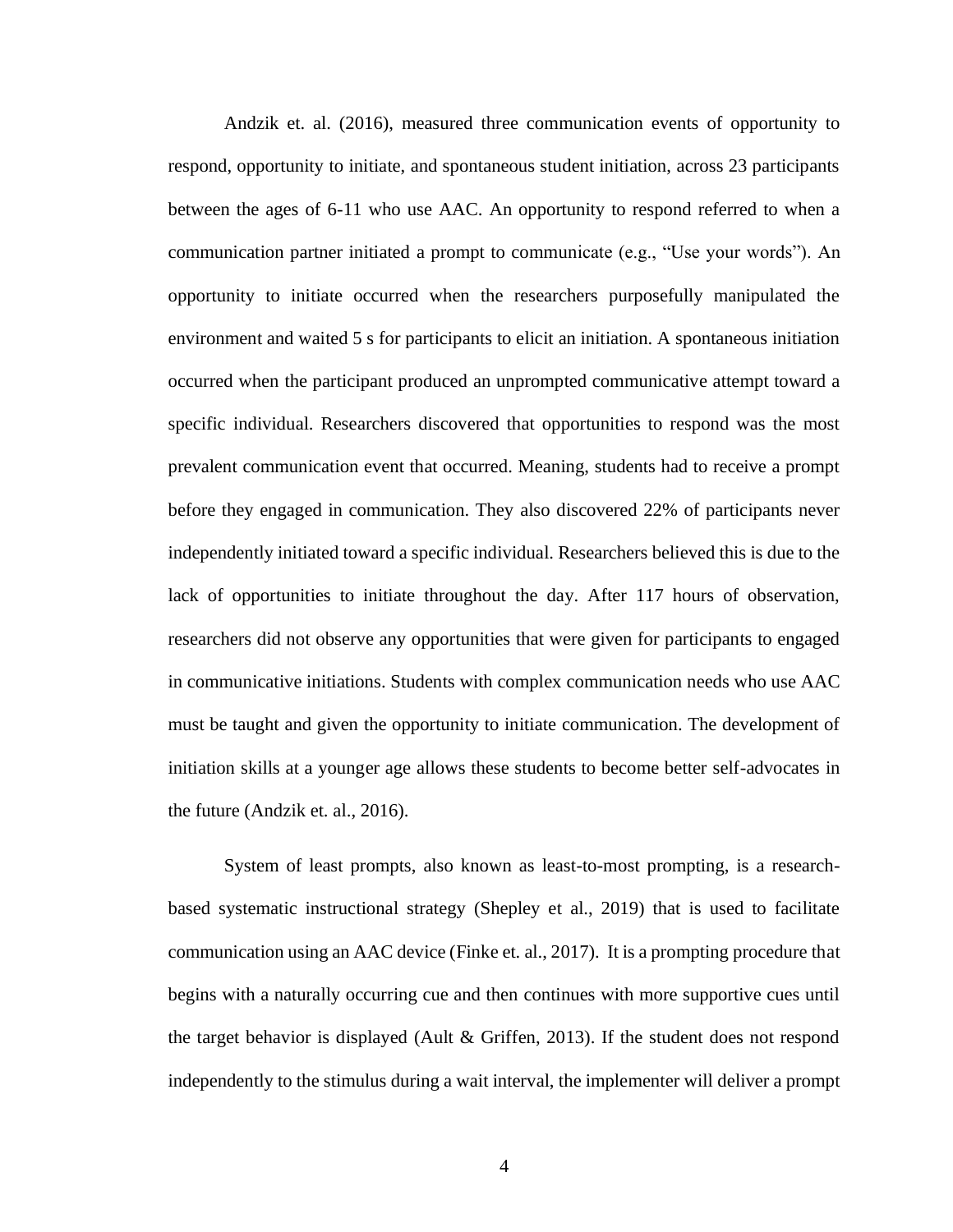Andzik et. al. (2016), measured three communication events of opportunity to respond, opportunity to initiate, and spontaneous student initiation, across 23 participants between the ages of 6-11 who use AAC. An opportunity to respond referred to when a communication partner initiated a prompt to communicate (e.g., "Use your words"). An opportunity to initiate occurred when the researchers purposefully manipulated the environment and waited 5 s for participants to elicit an initiation. A spontaneous initiation occurred when the participant produced an unprompted communicative attempt toward a specific individual. Researchers discovered that opportunities to respond was the most prevalent communication event that occurred. Meaning, students had to receive a prompt before they engaged in communication. They also discovered 22% of participants never independently initiated toward a specific individual. Researchers believed this is due to the lack of opportunities to initiate throughout the day. After 117 hours of observation, researchers did not observe any opportunities that were given for participants to engaged in communicative initiations. Students with complex communication needs who use AAC must be taught and given the opportunity to initiate communication. The development of initiation skills at a younger age allows these students to become better self-advocates in the future (Andzik et. al., 2016).

System of least prompts, also known as least-to-most prompting, is a research-based systematic instructional strategy (Shepley et al., 2019) that is used to facilitate communication using an AAC device (Finke et. al., 2017). It is a prompting procedure that begins with a naturally occurring cue and then continues with more supportive cues until the target behavior is displayed (Ault & Griffen, 2013). If the student does not respond independently to the stimulus during a wait interval, the implementer will deliver a prompt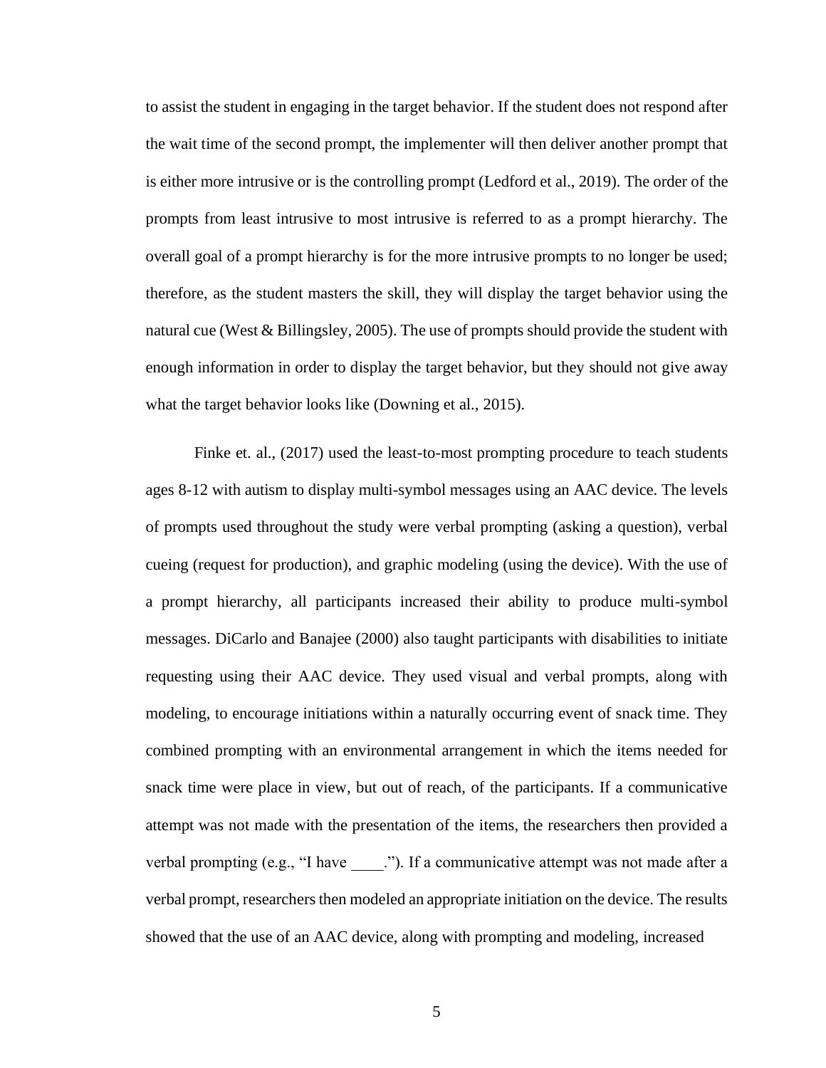to assist the student in engaging in the target behavior. If the student does not respond after the wait time of the second prompt, the implementer will then deliver another prompt that is either more intrusive or is the controlling prompt (Ledford et al., 2019). The order of the prompts from least intrusive to most intrusive is referred to as a prompt hierarchy. The overall goal of a prompt hierarchy is for the more intrusive prompts to no longer be used; therefore, as the student masters the skill, they will display the target behavior using the natural cue (West & Billingsley, 2005). The use of prompts should provide the student with enough information in order to display the target behavior, but they should not give away what the target behavior looks like (Downing et al., 2015).

Finke et. al., (2017) used the least-to-most prompting procedure to teach students ages 8-12 with autism to display multi-symbol messages using an AAC device. The levels of prompts used throughout the study were verbal prompting (asking a question), verbal cueing (request for production), and graphic modeling (using the device). With the use of a prompt hierarchy, all participants increased their ability to produce multi-symbol messages. DiCarlo and Banajee (2000) also taught participants with disabilities to initiate requesting using their AAC device. They used visual and verbal prompts, along with modeling, to encourage initiations within a naturally occurring event of snack time. They combined prompting with an environmental arrangement in which the items needed for snack time were place in view, but out of reach, of the participants. If a communicative attempt was not made with the presentation of the items, the researchers then provided a verbal prompting (e.g., "I have ____."). If a communicative attempt was not made after a verbal prompt, researchers then modeled an appropriate initiation on the device. The results showed that the use of an AAC device, along with prompting and modeling, increased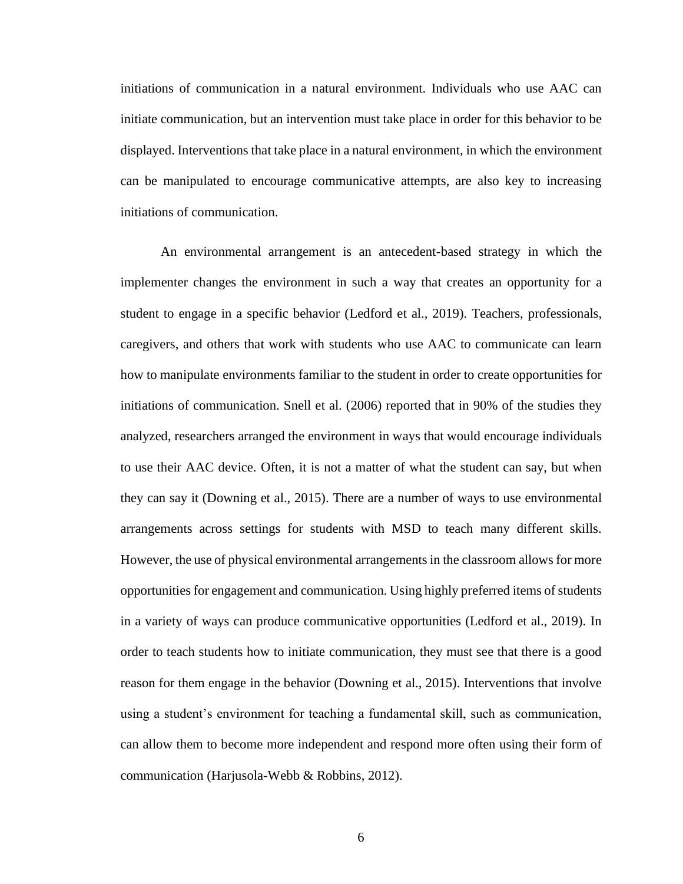initiations of communication in a natural environment. Individuals who use AAC can initiate communication, but an intervention must take place in order for this behavior to be displayed. Interventions that take place in a natural environment, in which the environment can be manipulated to encourage communicative attempts, are also key to increasing initiations of communication.

An environmental arrangement is an antecedent-based strategy in which the implementer changes the environment in such a way that creates an opportunity for a student to engage in a specific behavior (Ledford et al., 2019). Teachers, professionals, caregivers, and others that work with students who use AAC to communicate can learn how to manipulate environments familiar to the student in order to create opportunities for initiations of communication. Snell et al. (2006) reported that in 90% of the studies they analyzed, researchers arranged the environment in ways that would encourage individuals to use their AAC device. Often, it is not a matter of what the student can say, but when they can say it (Downing et al., 2015). There are a number of ways to use environmental arrangements across settings for students with MSD to teach many different skills. However, the use of physical environmental arrangements in the classroom allows for more opportunities for engagement and communication. Using highly preferred items of students in a variety of ways can produce communicative opportunities (Ledford et al., 2019). In order to teach students how to initiate communication, they must see that there is a good reason for them engage in the behavior (Downing et al., 2015). Interventions that involve using a student's environment for teaching a fundamental skill, such as communication, can allow them to become more independent and respond more often using their form of communication (Harjusola-Webb & Robbins, 2012).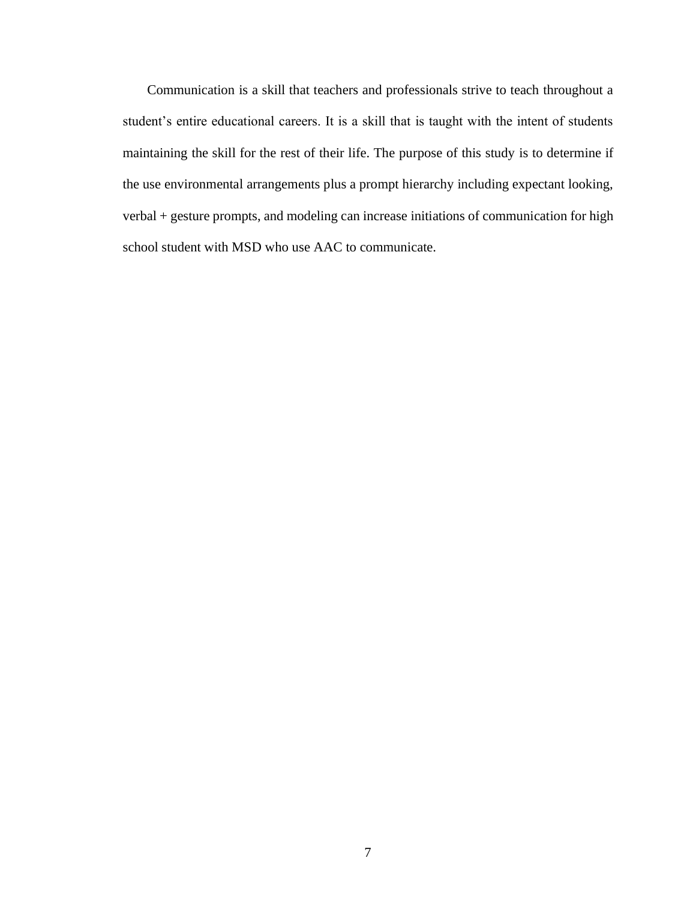Communication is a skill that teachers and professionals strive to teach throughout a student's entire educational careers. It is a skill that is taught with the intent of students maintaining the skill for the rest of their life. The purpose of this study is to determine if the use environmental arrangements plus a prompt hierarchy including expectant looking, verbal + gesture prompts, and modeling can increase initiations of communication for high school student with MSD who use AAC to communicate.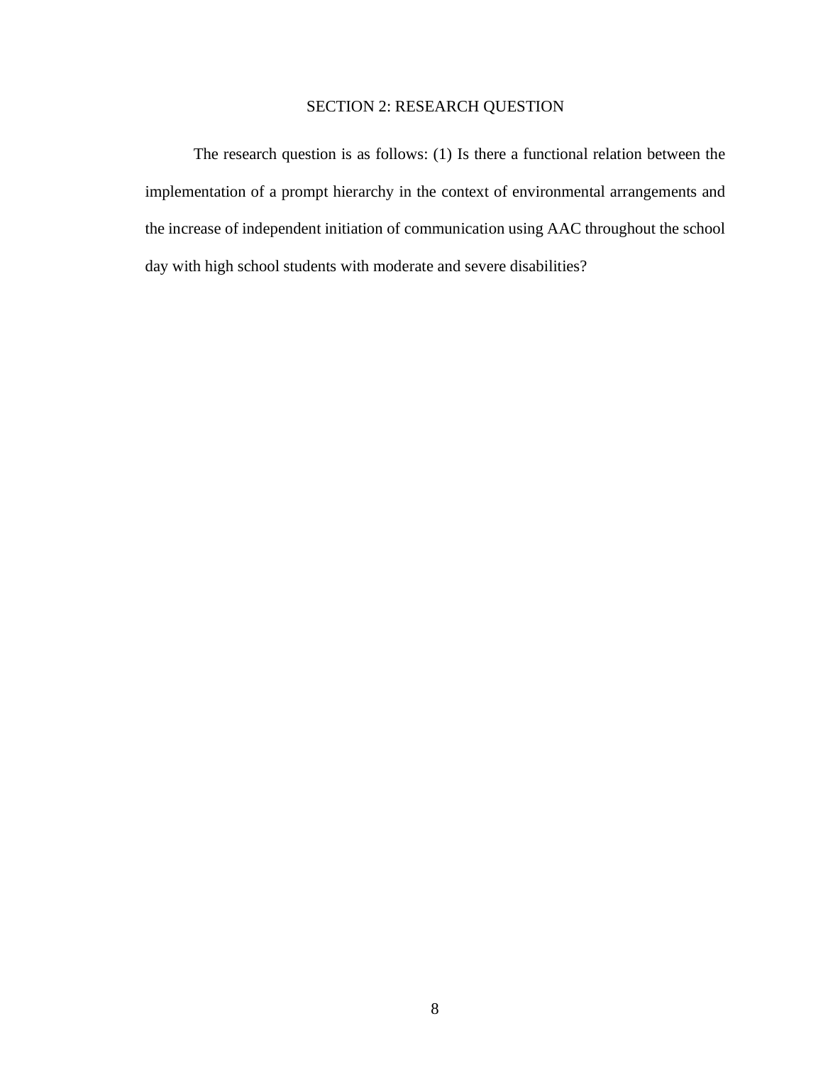## SECTION 2: RESEARCH QUESTION

The research question is as follows: (1) Is there a functional relation between the implementation of a prompt hierarchy in the context of environmental arrangements and the increase of independent initiation of communication using AAC throughout the school day with high school students with moderate and severe disabilities?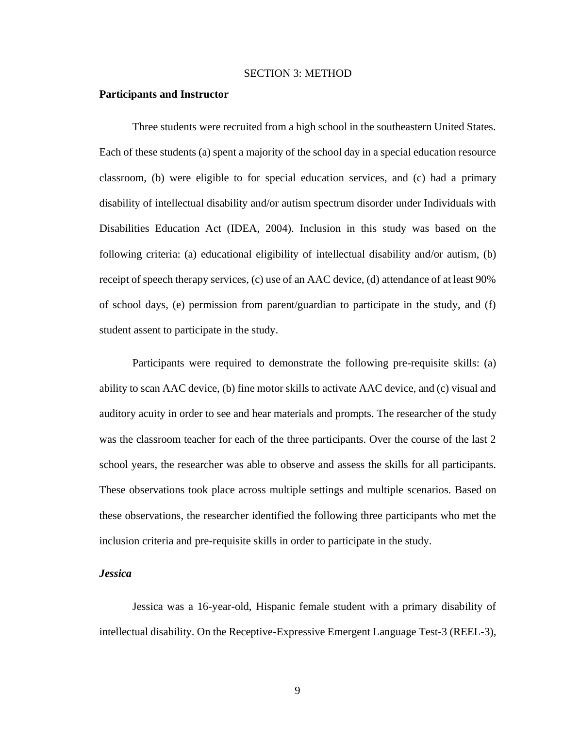# SECTION 3: METHOD

## Participants and Instructor

Three students were recruited from a high school in the southeastern United States. Each of these students (a) spent a majority of the school day in a special education resource classroom, (b) were eligible to for special education services, and (c) had a primary disability of intellectual disability and/or autism spectrum disorder under Individuals with Disabilities Education Act (IDEA, 2004). Inclusion in this study was based on the following criteria: (a) educational eligibility of intellectual disability and/or autism, (b) receipt of speech therapy services, (c) use of an AAC device, (d) attendance of at least 90% of school days, (e) permission from parent/guardian to participate in the study, and (f) student assent to participate in the study.

Participants were required to demonstrate the following pre-requisite skills: (a) ability to scan AAC device, (b) fine motor skills to activate AAC device, and (c) visual and auditory acuity in order to see and hear materials and prompts. The researcher of the study was the classroom teacher for each of the three participants. Over the course of the last 2 school years, the researcher was able to observe and assess the skills for all participants. These observations took place across multiple settings and multiple scenarios. Based on these observations, the researcher identified the following three participants who met the inclusion criteria and pre-requisite skills in order to participate in the study.

### *Jessica*

Jessica was a 16-year-old, Hispanic female student with a primary disability of intellectual disability. On the Receptive-Expressive Emergent Language Test-3 (REEL-3),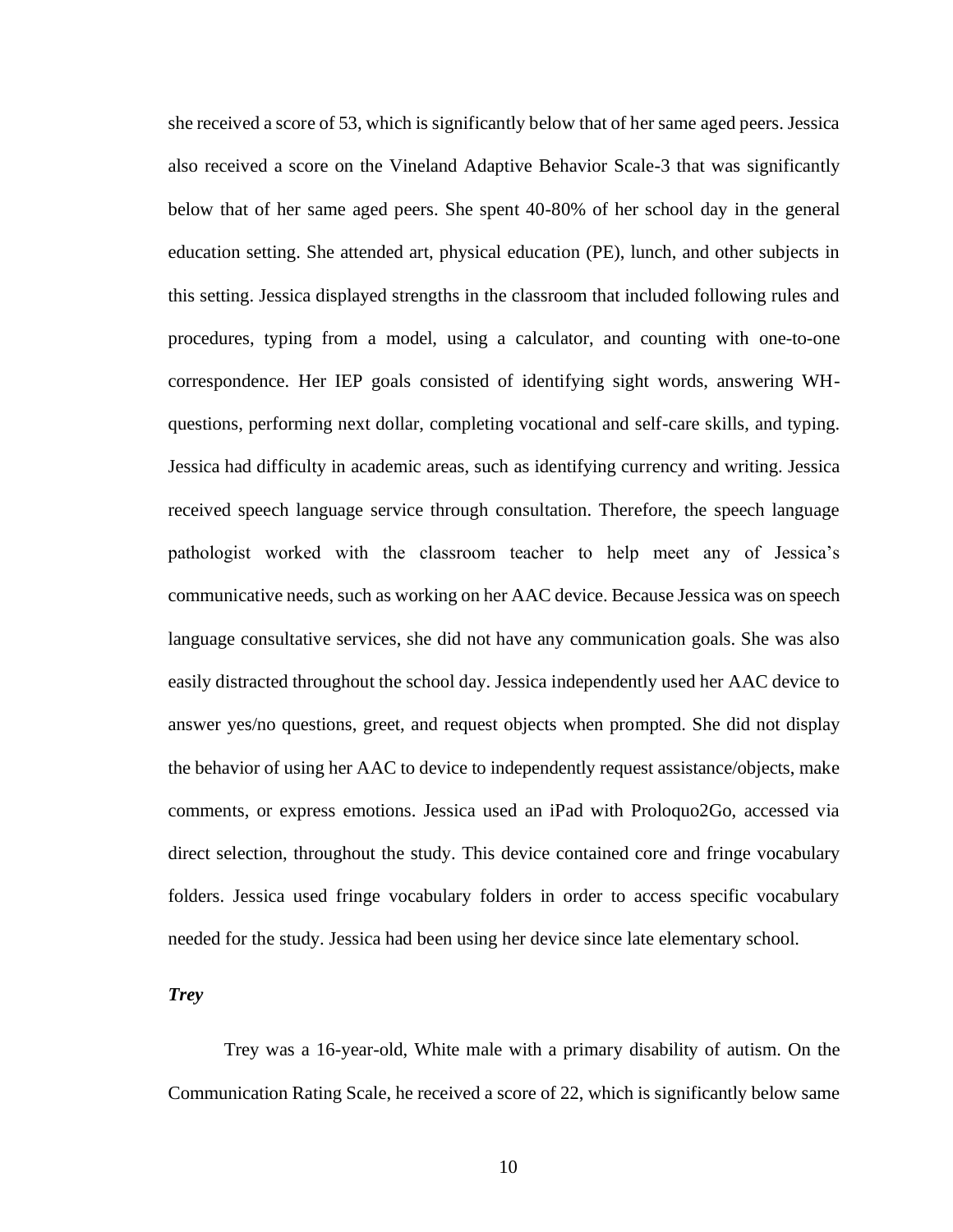she received a score of 53, which is significantly below that of her same aged peers. Jessica also received a score on the Vineland Adaptive Behavior Scale-3 that was significantly below that of her same aged peers. She spent 40-80% of her school day in the general education setting. She attended art, physical education (PE), lunch, and other subjects in this setting. Jessica displayed strengths in the classroom that included following rules and procedures, typing from a model, using a calculator, and counting with one-to-one correspondence. Her IEP goals consisted of identifying sight words, answering WH-questions, performing next dollar, completing vocational and self-care skills, and typing. Jessica had difficulty in academic areas, such as identifying currency and writing. Jessica received speech language service through consultation. Therefore, the speech language pathologist worked with the classroom teacher to help meet any of Jessica's communicative needs, such as working on her AAC device. Because Jessica was on speech language consultative services, she did not have any communication goals. She was also easily distracted throughout the school day. Jessica independently used her AAC device to answer yes/no questions, greet, and request objects when prompted. She did not display the behavior of using her AAC to device to independently request assistance/objects, make comments, or express emotions. Jessica used an iPad with Proloquo2Go, accessed via direct selection, throughout the study. This device contained core and fringe vocabulary folders. Jessica used fringe vocabulary folders in order to access specific vocabulary needed for the study. Jessica had been using her device since late elementary school.

### *Trey*

Trey was a 16-year-old, White male with a primary disability of autism. On the Communication Rating Scale, he received a score of 22, which is significantly below same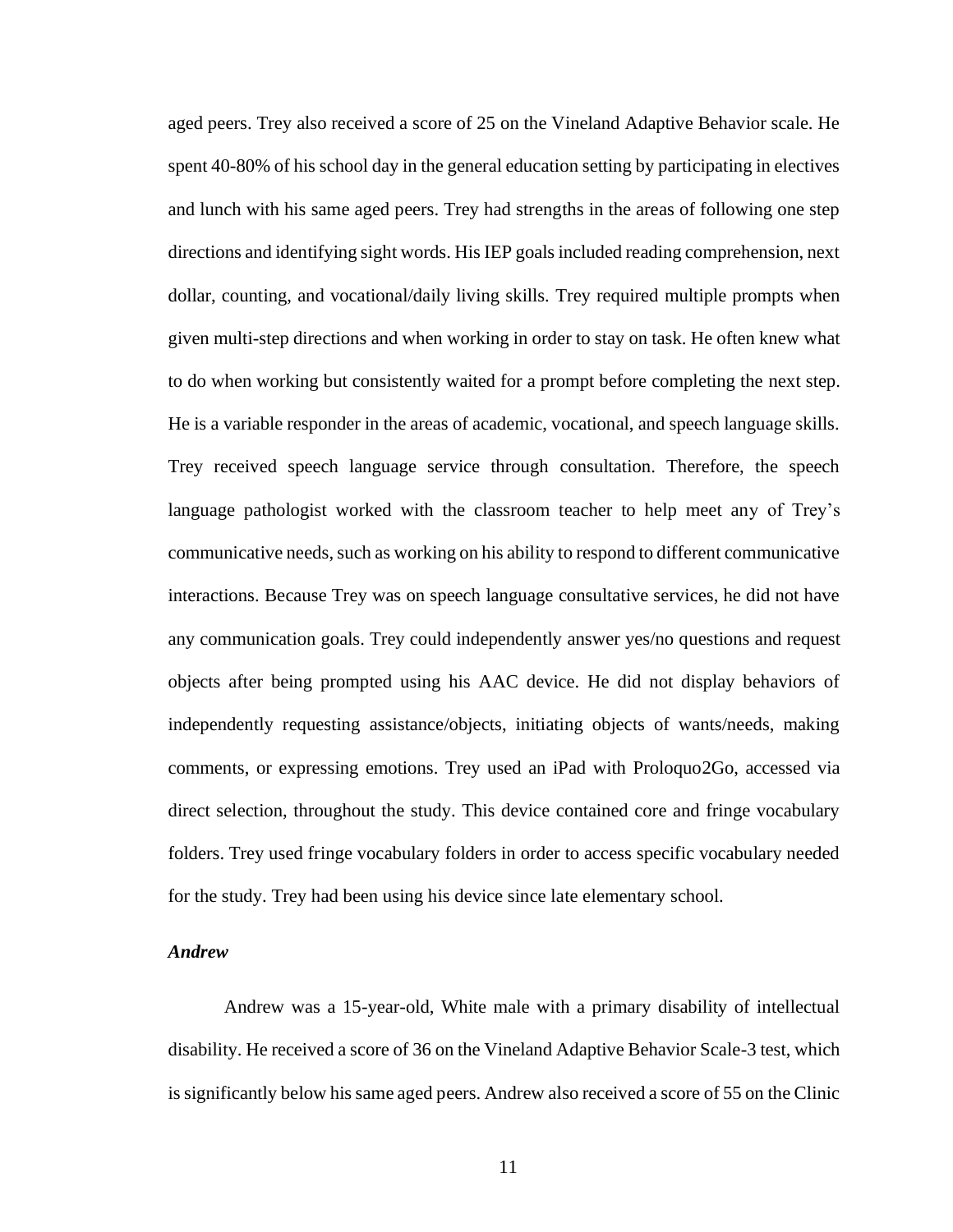aged peers. Trey also received a score of 25 on the Vineland Adaptive Behavior scale. He spent 40-80% of his school day in the general education setting by participating in electives and lunch with his same aged peers. Trey had strengths in the areas of following one step directions and identifying sight words. His IEP goals included reading comprehension, next dollar, counting, and vocational/daily living skills. Trey required multiple prompts when given multi-step directions and when working in order to stay on task. He often knew what to do when working but consistently waited for a prompt before completing the next step. He is a variable responder in the areas of academic, vocational, and speech language skills. Trey received speech language service through consultation. Therefore, the speech language pathologist worked with the classroom teacher to help meet any of Trey's communicative needs, such as working on his ability to respond to different communicative interactions. Because Trey was on speech language consultative services, he did not have any communication goals. Trey could independently answer yes/no questions and request objects after being prompted using his AAC device. He did not display behaviors of independently requesting assistance/objects, initiating objects of wants/needs, making comments, or expressing emotions. Trey used an iPad with Proloquo2Go, accessed via direct selection, throughout the study. This device contained core and fringe vocabulary folders. Trey used fringe vocabulary folders in order to access specific vocabulary needed for the study. Trey had been using his device since late elementary school.

### *Andrew*

Andrew was a 15-year-old, White male with a primary disability of intellectual disability. He received a score of 36 on the Vineland Adaptive Behavior Scale-3 test, which is significantly below his same aged peers. Andrew also received a score of 55 on the Clinic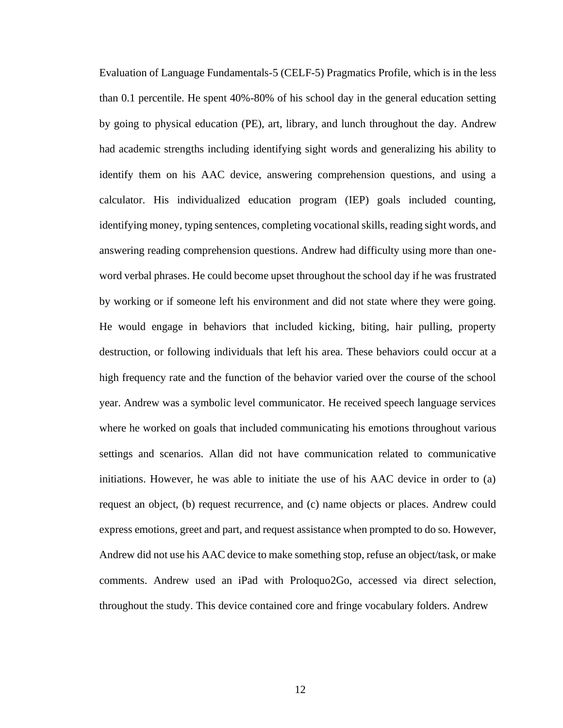Evaluation of Language Fundamentals-5 (CELF-5) Pragmatics Profile, which is in the less than 0.1 percentile. He spent 40%-80% of his school day in the general education setting by going to physical education (PE), art, library, and lunch throughout the day. Andrew had academic strengths including identifying sight words and generalizing his ability to identify them on his AAC device, answering comprehension questions, and using a calculator. His individualized education program (IEP) goals included counting, identifying money, typing sentences, completing vocational skills, reading sight words, and answering reading comprehension questions. Andrew had difficulty using more than one-word verbal phrases. He could become upset throughout the school day if he was frustrated by working or if someone left his environment and did not state where they were going. He would engage in behaviors that included kicking, biting, hair pulling, property destruction, or following individuals that left his area. These behaviors could occur at a high frequency rate and the function of the behavior varied over the course of the school year. Andrew was a symbolic level communicator. He received speech language services where he worked on goals that included communicating his emotions throughout various settings and scenarios. Allan did not have communication related to communicative initiations. However, he was able to initiate the use of his AAC device in order to (a) request an object, (b) request recurrence, and (c) name objects or places. Andrew could express emotions, greet and part, and request assistance when prompted to do so. However, Andrew did not use his AAC device to make something stop, refuse an object/task, or make comments. Andrew used an iPad with Proloquo2Go, accessed via direct selection, throughout the study. This device contained core and fringe vocabulary folders. Andrew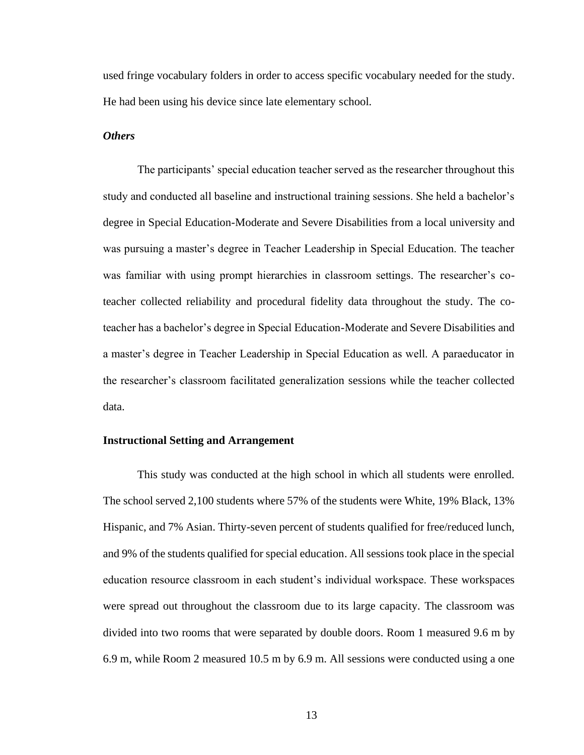used fringe vocabulary folders in order to access specific vocabulary needed for the study. He had been using his device since late elementary school.

### *Others*

The participants' special education teacher served as the researcher throughout this study and conducted all baseline and instructional training sessions. She held a bachelor's degree in Special Education-Moderate and Severe Disabilities from a local university and was pursuing a master's degree in Teacher Leadership in Special Education. The teacher was familiar with using prompt hierarchies in classroom settings. The researcher's co-teacher collected reliability and procedural fidelity data throughout the study. The co-teacher has a bachelor's degree in Special Education-Moderate and Severe Disabilities and a master's degree in Teacher Leadership in Special Education as well. A paraeducator in the researcher's classroom facilitated generalization sessions while the teacher collected data.

## Instructional Setting and Arrangement

This study was conducted at the high school in which all students were enrolled. The school served 2,100 students where 57% of the students were White, 19% Black, 13% Hispanic, and 7% Asian. Thirty-seven percent of students qualified for free/reduced lunch, and 9% of the students qualified for special education. All sessions took place in the special education resource classroom in each student's individual workspace. These workspaces were spread out throughout the classroom due to its large capacity. The classroom was divided into two rooms that were separated by double doors. Room 1 measured 9.6 m by 6.9 m, while Room 2 measured 10.5 m by 6.9 m. All sessions were conducted using a one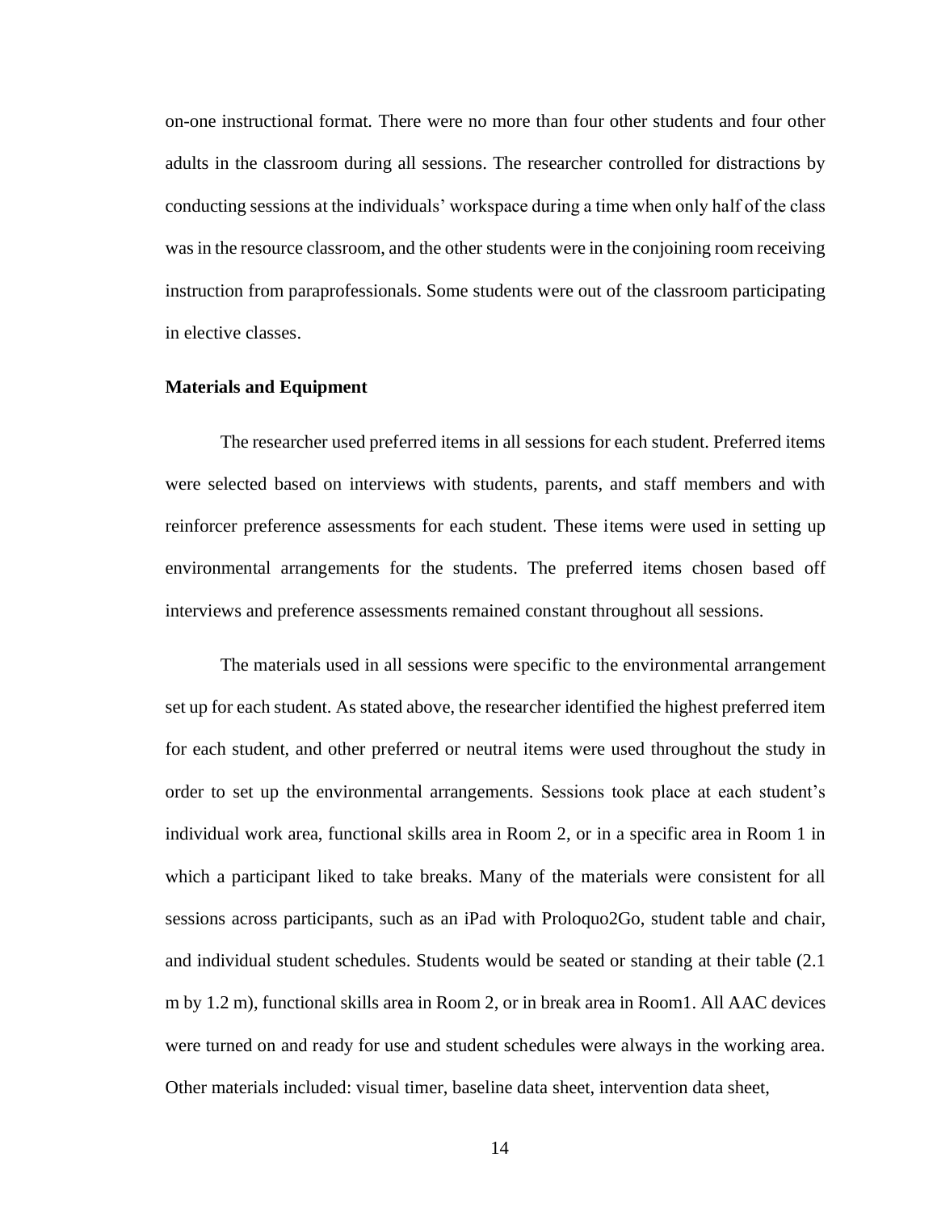on-one instructional format. There were no more than four other students and four other adults in the classroom during all sessions. The researcher controlled for distractions by conducting sessions at the individuals' workspace during a time when only half of the class was in the resource classroom, and the other students were in the conjoining room receiving instruction from paraprofessionals. Some students were out of the classroom participating in elective classes.

**Materials and Equipment**

The researcher used preferred items in all sessions for each student. Preferred items were selected based on interviews with students, parents, and staff members and with reinforcer preference assessments for each student. These items were used in setting up environmental arrangements for the students. The preferred items chosen based off interviews and preference assessments remained constant throughout all sessions.

The materials used in all sessions were specific to the environmental arrangement set up for each student. As stated above, the researcher identified the highest preferred item for each student, and other preferred or neutral items were used throughout the study in order to set up the environmental arrangements. Sessions took place at each student's individual work area, functional skills area in Room 2, or in a specific area in Room 1 in which a participant liked to take breaks. Many of the materials were consistent for all sessions across participants, such as an iPad with Proloquo2Go, student table and chair, and individual student schedules. Students would be seated or standing at their table (2.1 m by 1.2 m), functional skills area in Room 2, or in break area in Room1. All AAC devices were turned on and ready for use and student schedules were always in the working area. Other materials included: visual timer, baseline data sheet, intervention data sheet,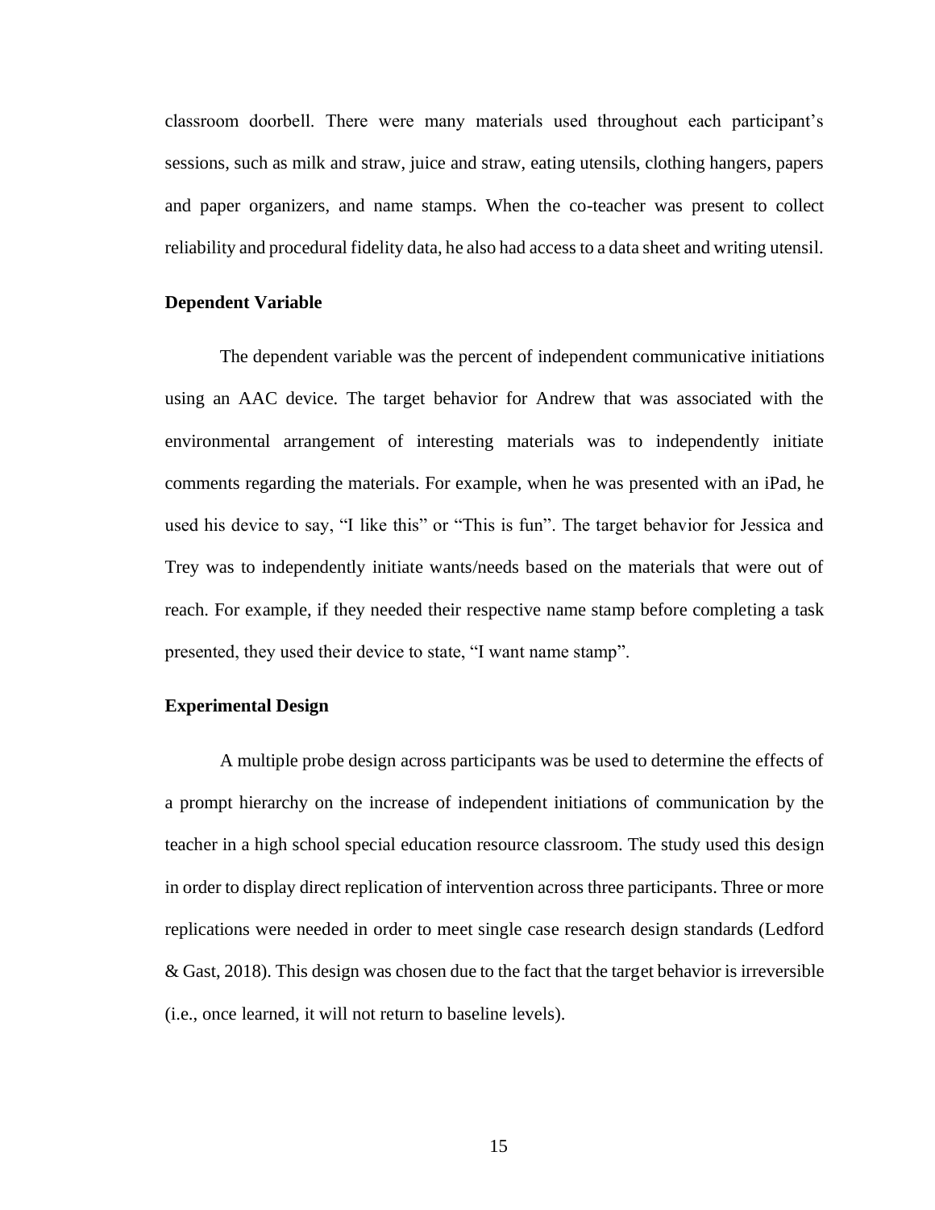classroom doorbell. There were many materials used throughout each participant's sessions, such as milk and straw, juice and straw, eating utensils, clothing hangers, papers and paper organizers, and name stamps. When the co-teacher was present to collect reliability and procedural fidelity data, he also had access to a data sheet and writing utensil.

### Dependent Variable

The dependent variable was the percent of independent communicative initiations using an AAC device. The target behavior for Andrew that was associated with the environmental arrangement of interesting materials was to independently initiate comments regarding the materials. For example, when he was presented with an iPad, he used his device to say, "I like this" or "This is fun". The target behavior for Jessica and Trey was to independently initiate wants/needs based on the materials that were out of reach. For example, if they needed their respective name stamp before completing a task presented, they used their device to state, "I want name stamp".

### Experimental Design

A multiple probe design across participants was be used to determine the effects of a prompt hierarchy on the increase of independent initiations of communication by the teacher in a high school special education resource classroom. The study used this design in order to display direct replication of intervention across three participants. Three or more replications were needed in order to meet single case research design standards (Ledford & Gast, 2018). This design was chosen due to the fact that the target behavior is irreversible (i.e., once learned, it will not return to baseline levels).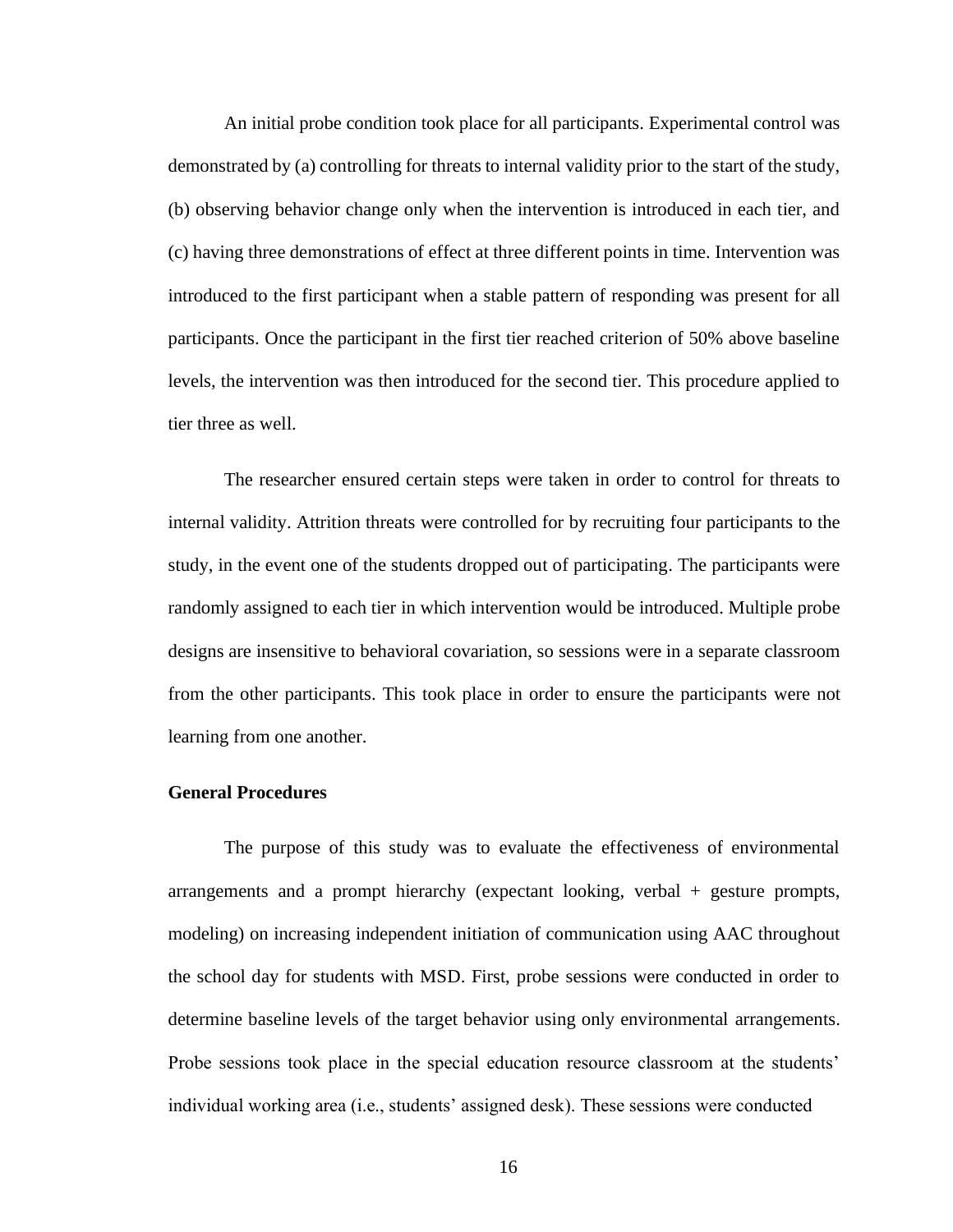An initial probe condition took place for all participants. Experimental control was demonstrated by (a) controlling for threats to internal validity prior to the start of the study, (b) observing behavior change only when the intervention is introduced in each tier, and (c) having three demonstrations of effect at three different points in time. Intervention was introduced to the first participant when a stable pattern of responding was present for all participants. Once the participant in the first tier reached criterion of 50% above baseline levels, the intervention was then introduced for the second tier. This procedure applied to tier three as well.

The researcher ensured certain steps were taken in order to control for threats to internal validity. Attrition threats were controlled for by recruiting four participants to the study, in the event one of the students dropped out of participating. The participants were randomly assigned to each tier in which intervention would be introduced. Multiple probe designs are insensitive to behavioral covariation, so sessions were in a separate classroom from the other participants. This took place in order to ensure the participants were not learning from one another.

**General Procedures**

The purpose of this study was to evaluate the effectiveness of environmental arrangements and a prompt hierarchy (expectant looking, verbal + gesture prompts, modeling) on increasing independent initiation of communication using AAC throughout the school day for students with MSD. First, probe sessions were conducted in order to determine baseline levels of the target behavior using only environmental arrangements. Probe sessions took place in the special education resource classroom at the students' individual working area (i.e., students' assigned desk). These sessions were conducted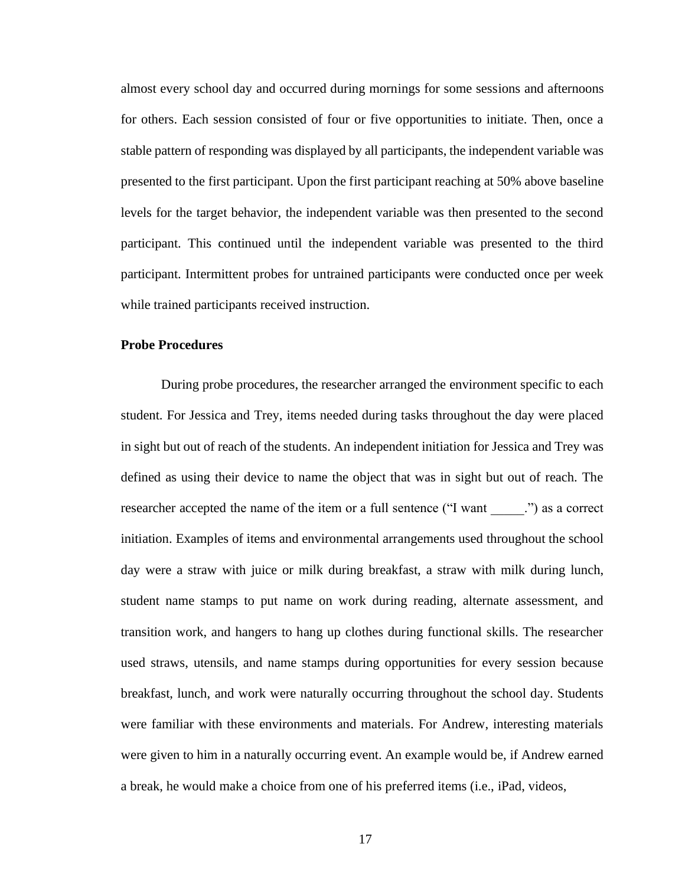almost every school day and occurred during mornings for some sessions and afternoons for others. Each session consisted of four or five opportunities to initiate. Then, once a stable pattern of responding was displayed by all participants, the independent variable was presented to the first participant. Upon the first participant reaching at 50% above baseline levels for the target behavior, the independent variable was then presented to the second participant. This continued until the independent variable was presented to the third participant. Intermittent probes for untrained participants were conducted once per week while trained participants received instruction.

**Probe Procedures**

During probe procedures, the researcher arranged the environment specific to each student. For Jessica and Trey, items needed during tasks throughout the day were placed in sight but out of reach of the students. An independent initiation for Jessica and Trey was defined as using their device to name the object that was in sight but out of reach. The researcher accepted the name of the item or a full sentence ("I want _____.") as a correct initiation. Examples of items and environmental arrangements used throughout the school day were a straw with juice or milk during breakfast, a straw with milk during lunch, student name stamps to put name on work during reading, alternate assessment, and transition work, and hangers to hang up clothes during functional skills. The researcher used straws, utensils, and name stamps during opportunities for every session because breakfast, lunch, and work were naturally occurring throughout the school day. Students were familiar with these environments and materials. For Andrew, interesting materials were given to him in a naturally occurring event. An example would be, if Andrew earned a break, he would make a choice from one of his preferred items (i.e., iPad, videos,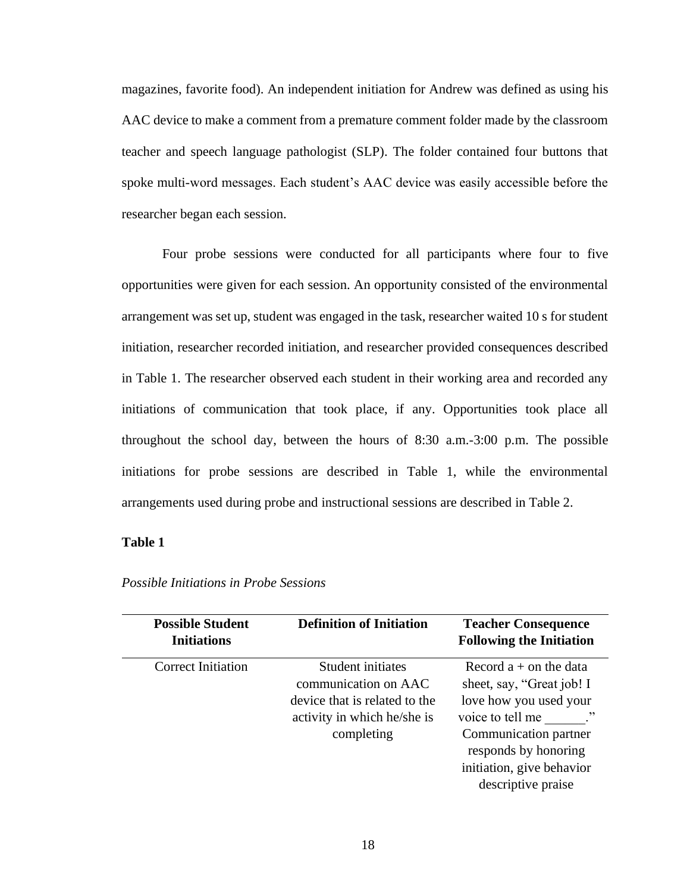magazines, favorite food). An independent initiation for Andrew was defined as using his AAC device to make a comment from a premature comment folder made by the classroom teacher and speech language pathologist (SLP). The folder contained four buttons that spoke multi-word messages. Each student's AAC device was easily accessible before the researcher began each session.

Four probe sessions were conducted for all participants where four to five opportunities were given for each session. An opportunity consisted of the environmental arrangement was set up, student was engaged in the task, researcher waited 10 s for student initiation, researcher recorded initiation, and researcher provided consequences described in Table 1. The researcher observed each student in their working area and recorded any initiations of communication that took place, if any. Opportunities took place all throughout the school day, between the hours of 8:30 a.m.-3:00 p.m. The possible initiations for probe sessions are described in Table 1, while the environmental arrangements used during probe and instructional sessions are described in Table 2.

**Table 1**

*Possible Initiations in Probe Sessions*

| Possible Student Initiations | Definition of Initiation | Teacher Consequence Following the Initiation |
|---|---|---|
| Correct Initiation | Student initiates communication on AAC device that is related to the activity in which he/she is completing | Record a + on the data sheet, say, "Great job! I love how you used your voice to tell me ______." Communication partner responds by honoring initiation, give behavior descriptive praise |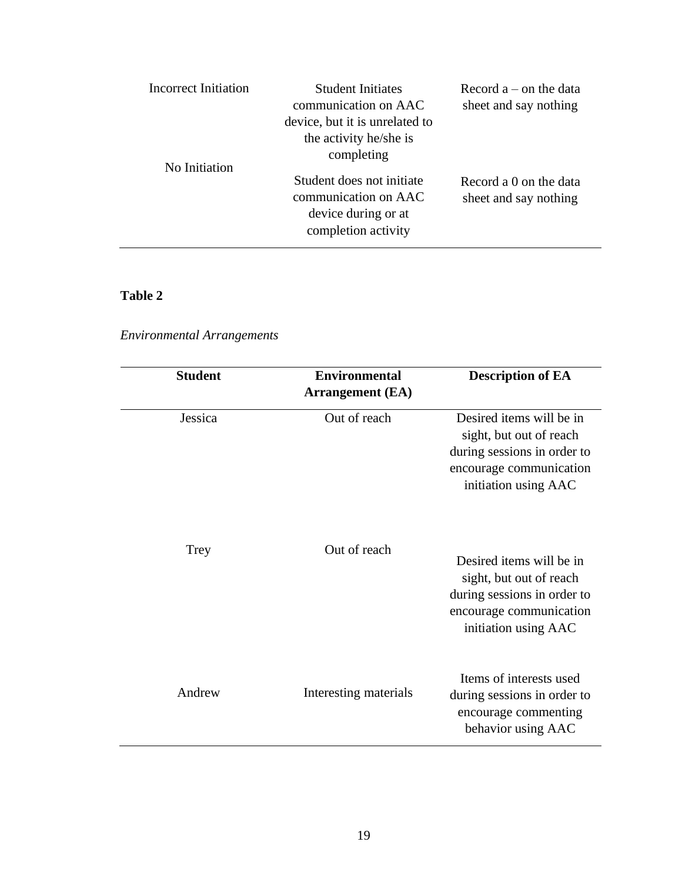| | | |
|---|---|---|
| Incorrect Initiation | Student Initiates communication on AAC device, but it is unrelated to the activity he/she is completing | Record a – on the data sheet and say nothing |
| No Initiation | Student does not initiate communication on AAC device during or at completion activity | Record a 0 on the data sheet and say nothing |

**Table 2**

*Environmental Arrangements*

| Student | Environmental Arrangement (EA) | Description of EA |
|---|---|---|
| Jessica | Out of reach | Desired items will be in sight, but out of reach during sessions in order to encourage communication initiation using AAC |
| Trey | Out of reach | Desired items will be in sight, but out of reach during sessions in order to encourage communication initiation using AAC |
| Andrew | Interesting materials | Items of interests used during sessions in order to encourage commenting behavior using AAC |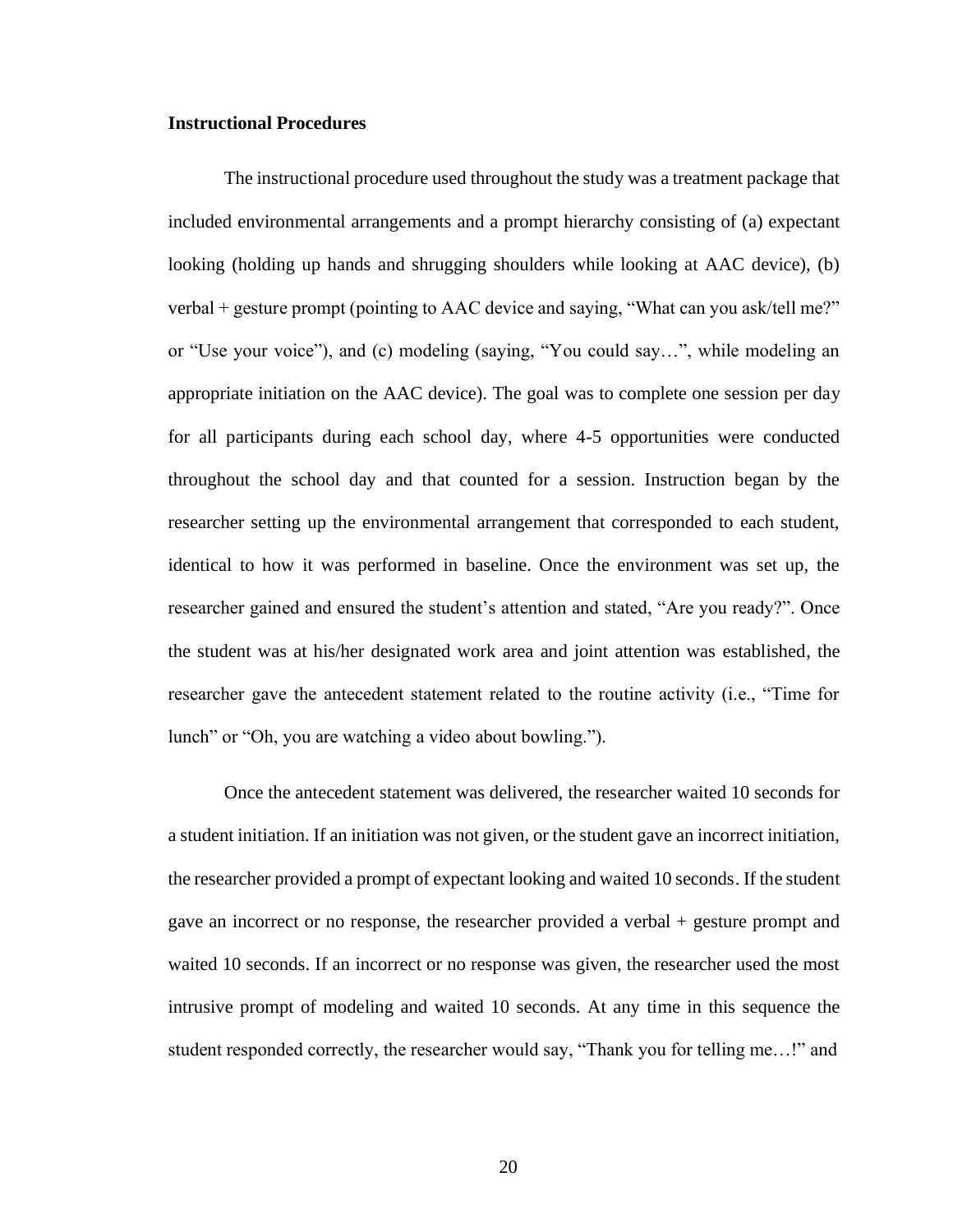**Instructional Procedures**

The instructional procedure used throughout the study was a treatment package that included environmental arrangements and a prompt hierarchy consisting of (a) expectant looking (holding up hands and shrugging shoulders while looking at AAC device), (b) verbal + gesture prompt (pointing to AAC device and saying, "What can you ask/tell me?" or "Use your voice"), and (c) modeling (saying, "You could say…", while modeling an appropriate initiation on the AAC device). The goal was to complete one session per day for all participants during each school day, where 4-5 opportunities were conducted throughout the school day and that counted for a session. Instruction began by the researcher setting up the environmental arrangement that corresponded to each student, identical to how it was performed in baseline. Once the environment was set up, the researcher gained and ensured the student's attention and stated, "Are you ready?". Once the student was at his/her designated work area and joint attention was established, the researcher gave the antecedent statement related to the routine activity (i.e., "Time for lunch" or "Oh, you are watching a video about bowling.").

Once the antecedent statement was delivered, the researcher waited 10 seconds for a student initiation. If an initiation was not given, or the student gave an incorrect initiation, the researcher provided a prompt of expectant looking and waited 10 seconds. If the student gave an incorrect or no response, the researcher provided a verbal + gesture prompt and waited 10 seconds. If an incorrect or no response was given, the researcher used the most intrusive prompt of modeling and waited 10 seconds. At any time in this sequence the student responded correctly, the researcher would say, "Thank you for telling me…!" and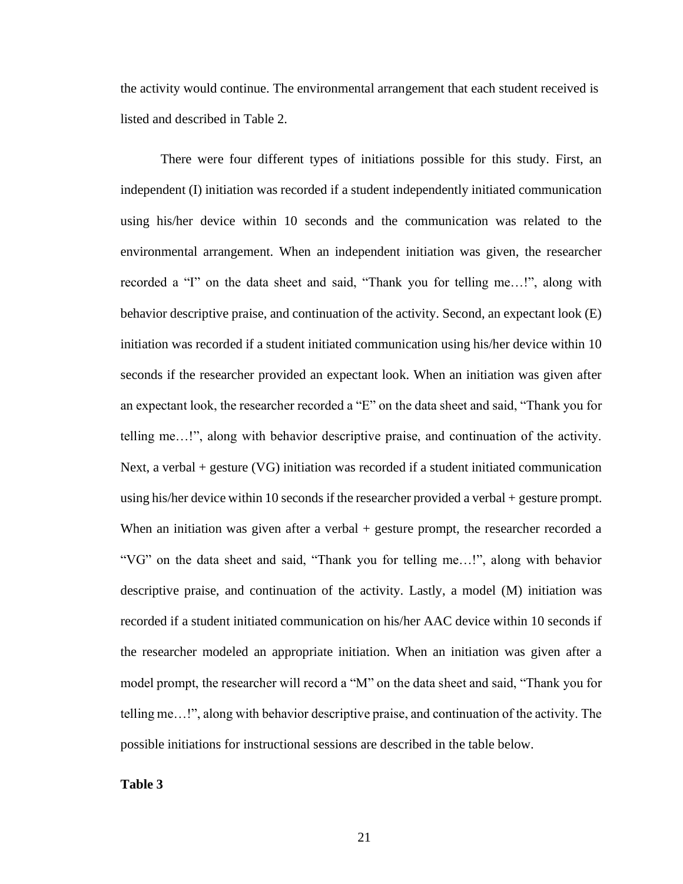the activity would continue. The environmental arrangement that each student received is listed and described in Table 2.

There were four different types of initiations possible for this study. First, an independent (I) initiation was recorded if a student independently initiated communication using his/her device within 10 seconds and the communication was related to the environmental arrangement. When an independent initiation was given, the researcher recorded a "I" on the data sheet and said, "Thank you for telling me…!", along with behavior descriptive praise, and continuation of the activity. Second, an expectant look (E) initiation was recorded if a student initiated communication using his/her device within 10 seconds if the researcher provided an expectant look. When an initiation was given after an expectant look, the researcher recorded a "E" on the data sheet and said, "Thank you for telling me…!", along with behavior descriptive praise, and continuation of the activity. Next, a verbal + gesture (VG) initiation was recorded if a student initiated communication using his/her device within 10 seconds if the researcher provided a verbal + gesture prompt. When an initiation was given after a verbal + gesture prompt, the researcher recorded a "VG" on the data sheet and said, "Thank you for telling me…!", along with behavior descriptive praise, and continuation of the activity. Lastly, a model (M) initiation was recorded if a student initiated communication on his/her AAC device within 10 seconds if the researcher modeled an appropriate initiation. When an initiation was given after a model prompt, the researcher will record a "M" on the data sheet and said, "Thank you for telling me…!", along with behavior descriptive praise, and continuation of the activity. The possible initiations for instructional sessions are described in the table below.

**Table 3**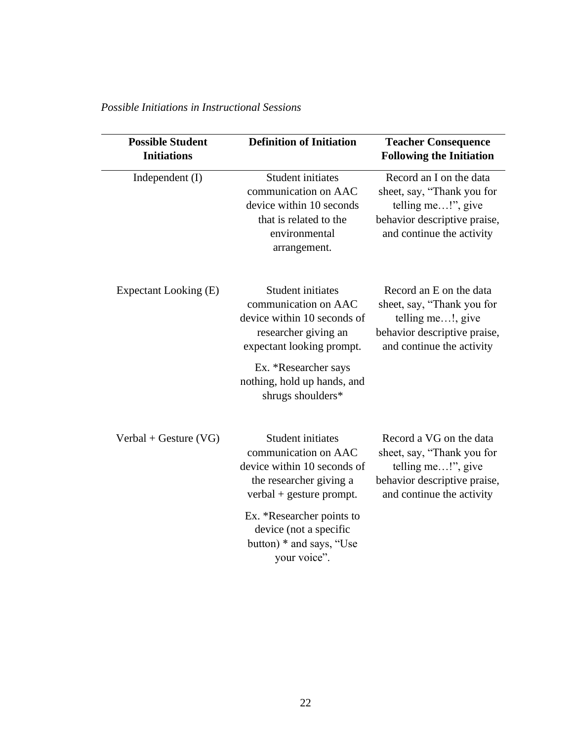*Possible Initiations in Instructional Sessions*

| Possible Student Initiations | Definition of Initiation | Teacher Consequence Following the Initiation |
| --- | --- | --- |
| Independent (I) | Student initiates communication on AAC device within 10 seconds that is related to the environmental arrangement. | Record an I on the data sheet, say, "Thank you for telling me…!", give behavior descriptive praise, and continue the activity |
| Expectant Looking (E) | Student initiates communication on AAC device within 10 seconds of researcher giving an expectant looking prompt. Ex. *Researcher says nothing, hold up hands, and shrugs shoulders* | Record an E on the data sheet, say, "Thank you for telling me…!, give behavior descriptive praise, and continue the activity |
| Verbal + Gesture (VG) | Student initiates communication on AAC device within 10 seconds of the researcher giving a verbal + gesture prompt. Ex. *Researcher points to device (not a specific button) * and says, "Use your voice". | Record a VG on the data sheet, say, "Thank you for telling me…!", give behavior descriptive praise, and continue the activity |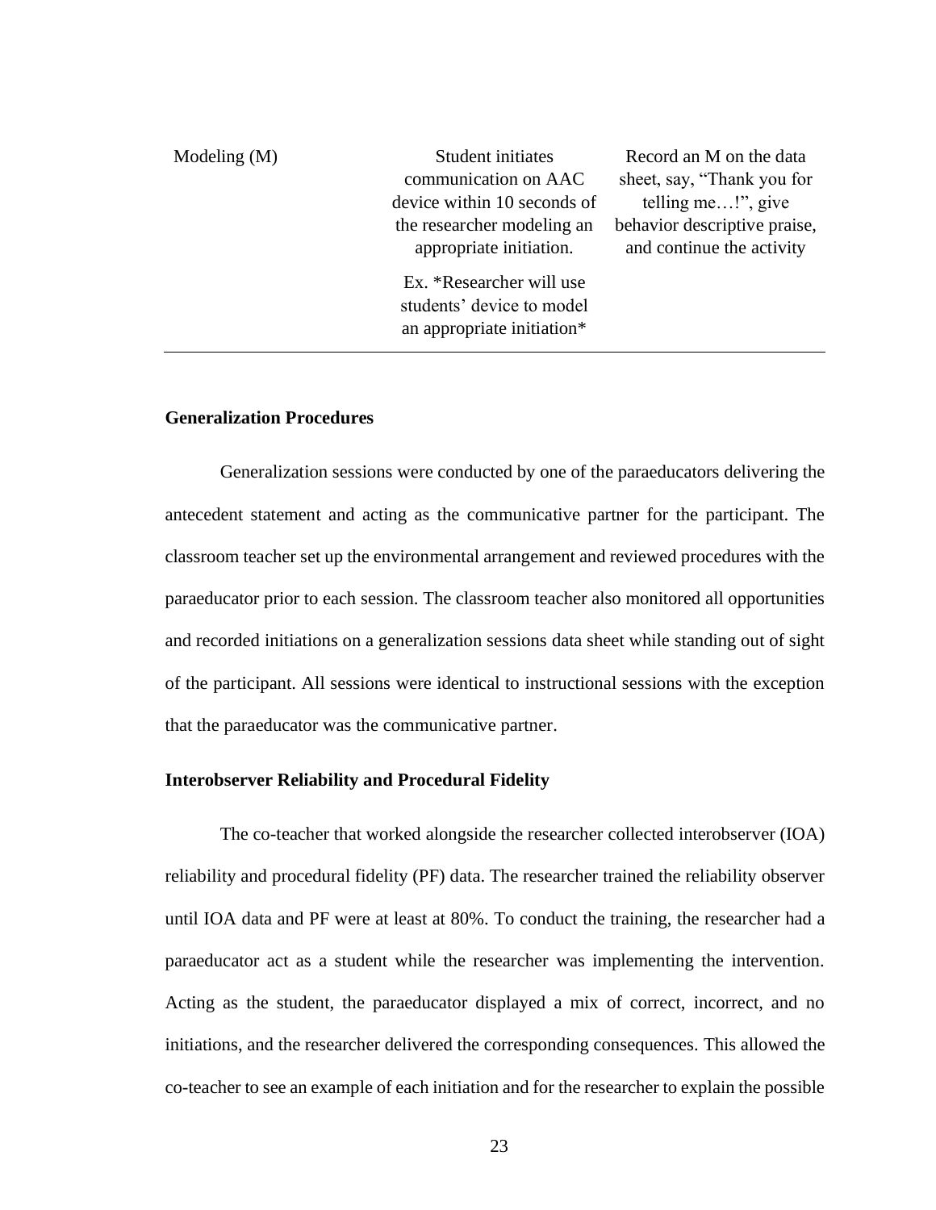| | | |
|---|---|---|
| Modeling (M) | Student initiates communication on AAC device within 10 seconds of the researcher modeling an appropriate initiation.<br><br>Ex. *Researcher will use students' device to model an appropriate initiation* | Record an M on the data sheet, say, "Thank you for telling me…!", give behavior descriptive praise, and continue the activity |

**Generalization Procedures**

Generalization sessions were conducted by one of the paraeducators delivering the antecedent statement and acting as the communicative partner for the participant. The classroom teacher set up the environmental arrangement and reviewed procedures with the paraeducator prior to each session. The classroom teacher also monitored all opportunities and recorded initiations on a generalization sessions data sheet while standing out of sight of the participant. All sessions were identical to instructional sessions with the exception that the paraeducator was the communicative partner.

**Interobserver Reliability and Procedural Fidelity**

The co-teacher that worked alongside the researcher collected interobserver (IOA) reliability and procedural fidelity (PF) data. The researcher trained the reliability observer until IOA data and PF were at least at 80%. To conduct the training, the researcher had a paraeducator act as a student while the researcher was implementing the intervention. Acting as the student, the paraeducator displayed a mix of correct, incorrect, and no initiations, and the researcher delivered the corresponding consequences. This allowed the co-teacher to see an example of each initiation and for the researcher to explain the possible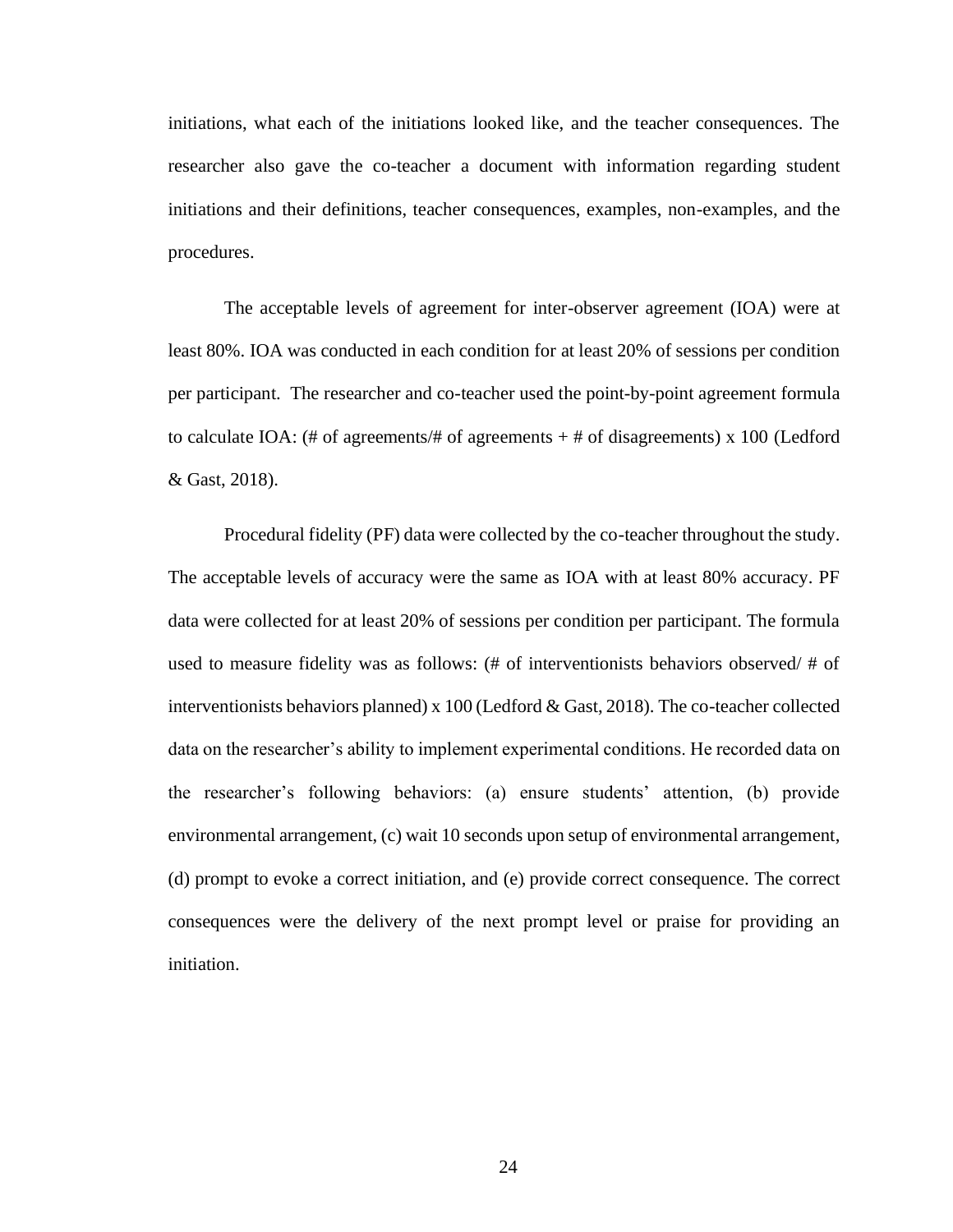initiations, what each of the initiations looked like, and the teacher consequences. The researcher also gave the co-teacher a document with information regarding student initiations and their definitions, teacher consequences, examples, non-examples, and the procedures.

The acceptable levels of agreement for inter-observer agreement (IOA) were at least 80%. IOA was conducted in each condition for at least 20% of sessions per condition per participant. The researcher and co-teacher used the point-by-point agreement formula to calculate IOA: (# of agreements/# of agreements + # of disagreements) x 100 (Ledford & Gast, 2018).

Procedural fidelity (PF) data were collected by the co-teacher throughout the study. The acceptable levels of accuracy were the same as IOA with at least 80% accuracy. PF data were collected for at least 20% of sessions per condition per participant. The formula used to measure fidelity was as follows: (# of interventionists behaviors observed/ # of interventionists behaviors planned) x 100 (Ledford & Gast, 2018). The co-teacher collected data on the researcher's ability to implement experimental conditions. He recorded data on the researcher's following behaviors: (a) ensure students' attention, (b) provide environmental arrangement, (c) wait 10 seconds upon setup of environmental arrangement, (d) prompt to evoke a correct initiation, and (e) provide correct consequence. The correct consequences were the delivery of the next prompt level or praise for providing an initiation.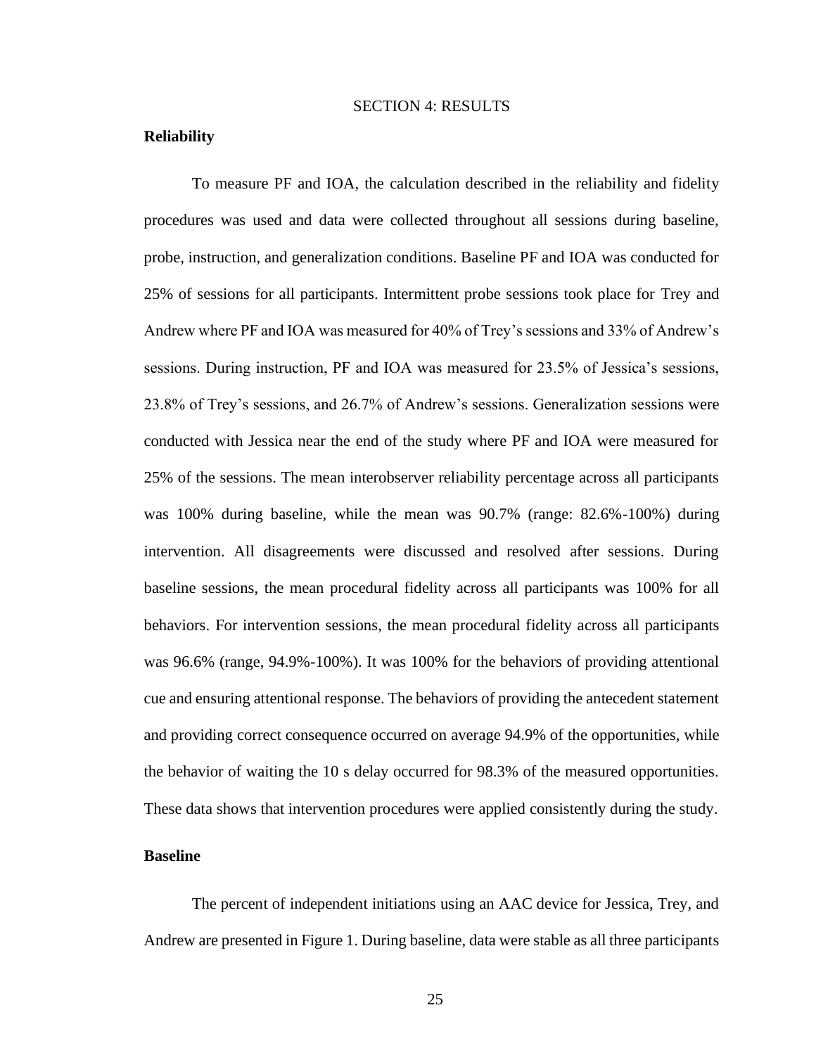# SECTION 4: RESULTS

## Reliability

To measure PF and IOA, the calculation described in the reliability and fidelity procedures was used and data were collected throughout all sessions during baseline, probe, instruction, and generalization conditions. Baseline PF and IOA was conducted for 25% of sessions for all participants. Intermittent probe sessions took place for Trey and Andrew where PF and IOA was measured for 40% of Trey's sessions and 33% of Andrew's sessions. During instruction, PF and IOA was measured for 23.5% of Jessica's sessions, 23.8% of Trey's sessions, and 26.7% of Andrew's sessions. Generalization sessions were conducted with Jessica near the end of the study where PF and IOA were measured for 25% of the sessions. The mean interobserver reliability percentage across all participants was 100% during baseline, while the mean was 90.7% (range: 82.6%-100%) during intervention. All disagreements were discussed and resolved after sessions. During baseline sessions, the mean procedural fidelity across all participants was 100% for all behaviors. For intervention sessions, the mean procedural fidelity across all participants was 96.6% (range, 94.9%-100%). It was 100% for the behaviors of providing attentional cue and ensuring attentional response. The behaviors of providing the antecedent statement and providing correct consequence occurred on average 94.9% of the opportunities, while the behavior of waiting the 10 s delay occurred for 98.3% of the measured opportunities. These data shows that intervention procedures were applied consistently during the study.

## Baseline

The percent of independent initiations using an AAC device for Jessica, Trey, and Andrew are presented in Figure 1. During baseline, data were stable as all three participants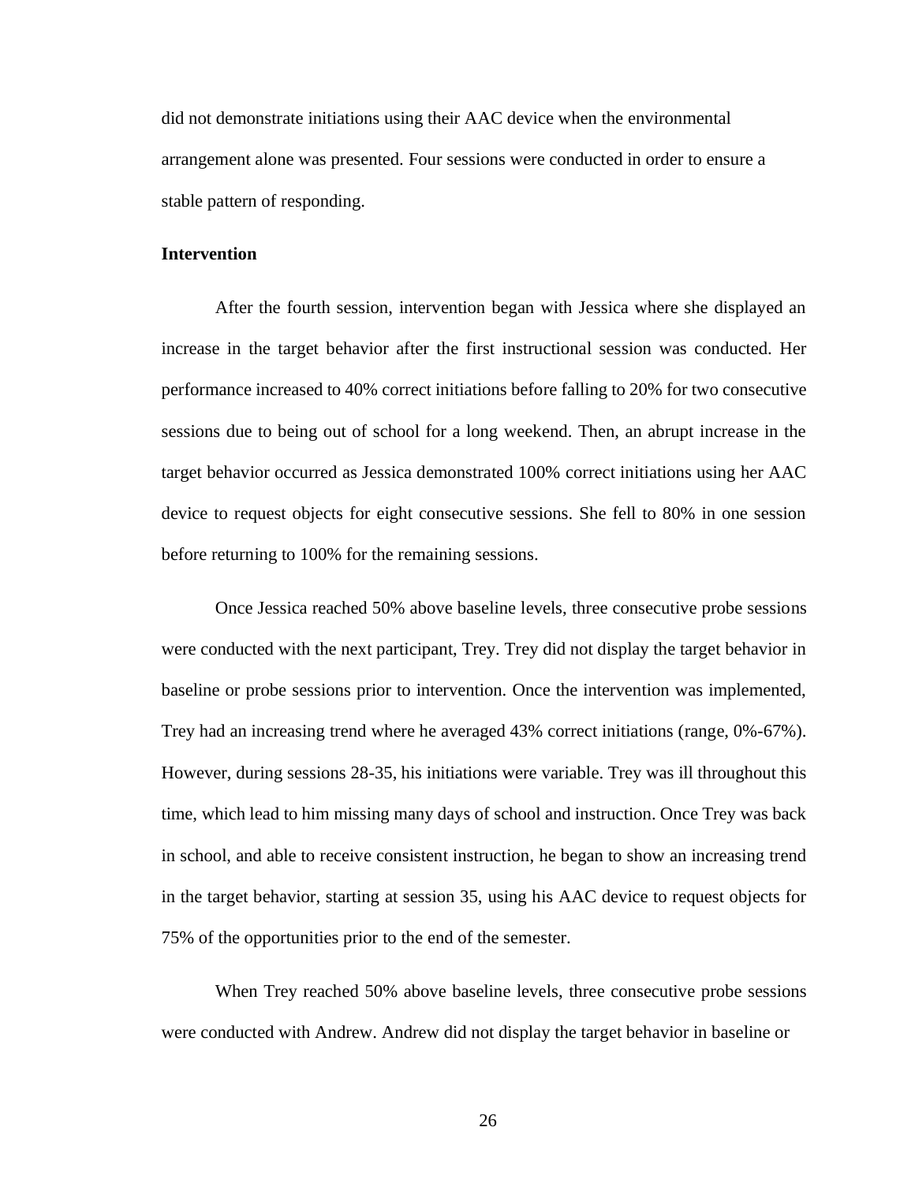did not demonstrate initiations using their AAC device when the environmental arrangement alone was presented. Four sessions were conducted in order to ensure a stable pattern of responding.

### Intervention

After the fourth session, intervention began with Jessica where she displayed an increase in the target behavior after the first instructional session was conducted. Her performance increased to 40% correct initiations before falling to 20% for two consecutive sessions due to being out of school for a long weekend. Then, an abrupt increase in the target behavior occurred as Jessica demonstrated 100% correct initiations using her AAC device to request objects for eight consecutive sessions. She fell to 80% in one session before returning to 100% for the remaining sessions.

Once Jessica reached 50% above baseline levels, three consecutive probe sessions were conducted with the next participant, Trey. Trey did not display the target behavior in baseline or probe sessions prior to intervention. Once the intervention was implemented, Trey had an increasing trend where he averaged 43% correct initiations (range, 0%-67%). However, during sessions 28-35, his initiations were variable. Trey was ill throughout this time, which lead to him missing many days of school and instruction. Once Trey was back in school, and able to receive consistent instruction, he began to show an increasing trend in the target behavior, starting at session 35, using his AAC device to request objects for 75% of the opportunities prior to the end of the semester.

When Trey reached 50% above baseline levels, three consecutive probe sessions were conducted with Andrew. Andrew did not display the target behavior in baseline or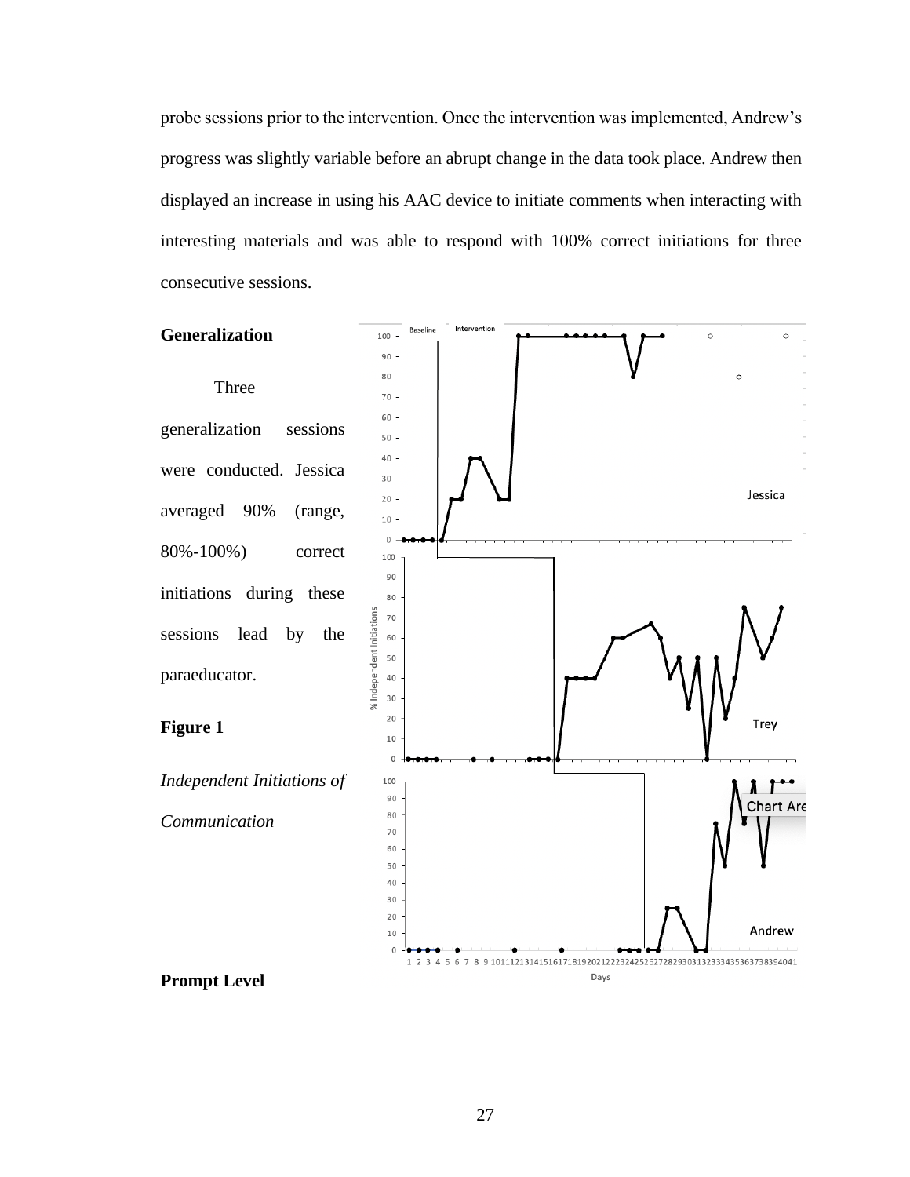probe sessions prior to the intervention. Once the intervention was implemented, Andrew's progress was slightly variable before an abrupt change in the data took place. Andrew then displayed an increase in using his AAC device to initiate comments when interacting with interesting materials and was able to respond with 100% correct initiations for three consecutive sessions.

**Generalization**

Three generalization sessions were conducted. Jessica averaged 90% (range, 80%-100%) correct initiations during these sessions lead by the paraeducator.

**Figure 1**

*Independent Initiations of Communication*

**Prompt Level**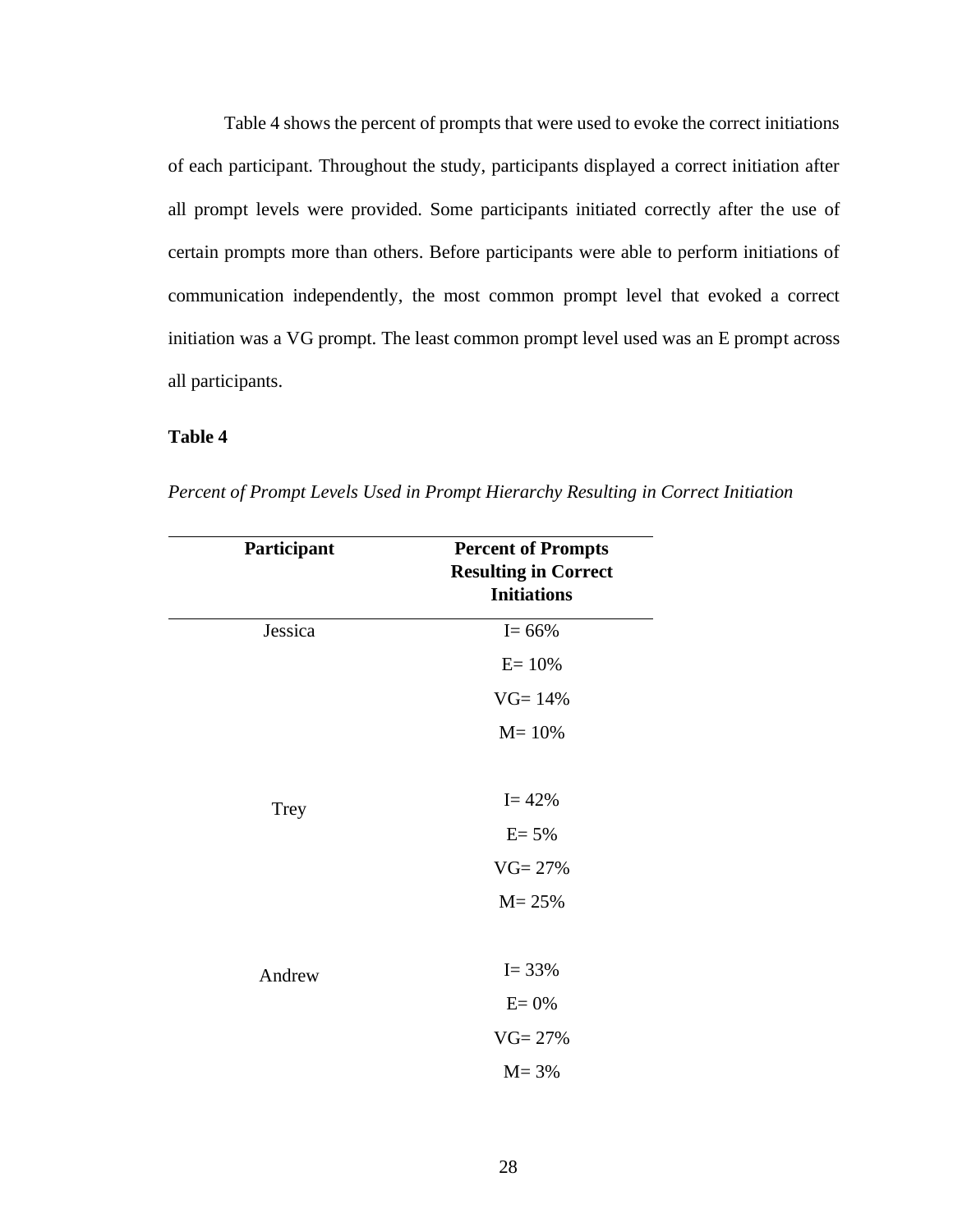Table 4 shows the percent of prompts that were used to evoke the correct initiations of each participant. Throughout the study, participants displayed a correct initiation after all prompt levels were provided. Some participants initiated correctly after the use of certain prompts more than others. Before participants were able to perform initiations of communication independently, the most common prompt level that evoked a correct initiation was a VG prompt. The least common prompt level used was an E prompt across all participants.

**Table 4**

*Percent of Prompt Levels Used in Prompt Hierarchy Resulting in Correct Initiation*

| Participant | Percent of Prompts Resulting in Correct Initiations |
|---|---|
| Jessica | I= 66% |
| | E= 10% |
| | VG= 14% |
| | M= 10% |
| Trey | I= 42% |
| | E= 5% |
| | VG= 27% |
| | M= 25% |
| Andrew | I= 33% |
| | E= 0% |
| | VG= 27% |
| | M= 3% |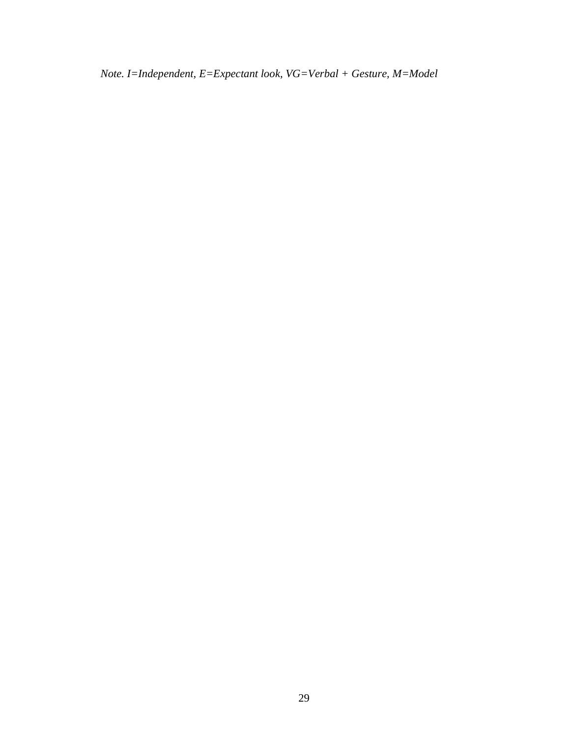*Note. I=Independent, E=Expectant look, VG=Verbal + Gesture, M=Model*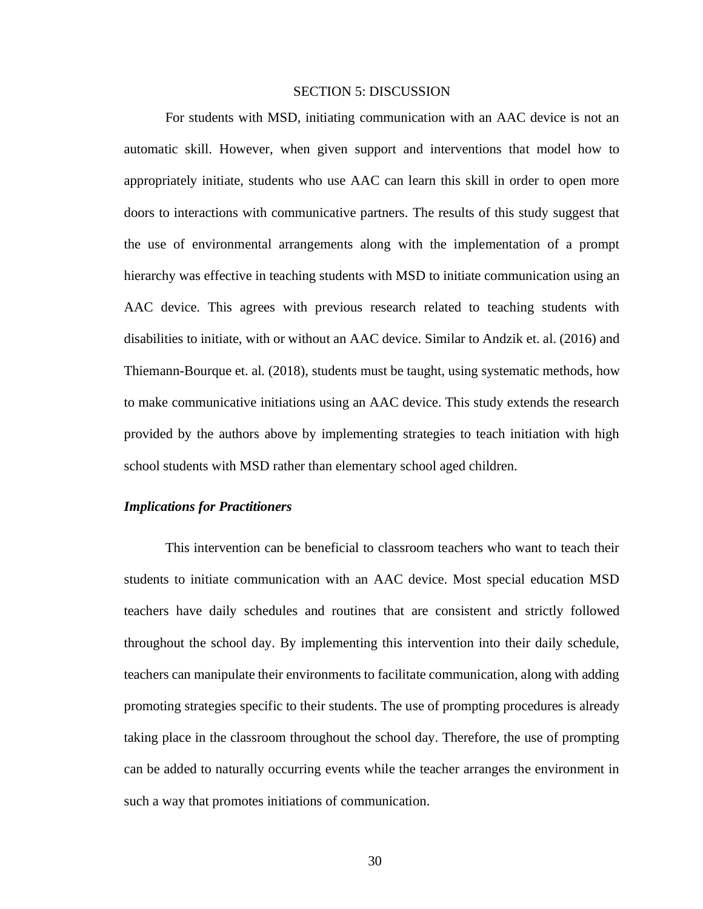# SECTION 5: DISCUSSION

For students with MSD, initiating communication with an AAC device is not an automatic skill. However, when given support and interventions that model how to appropriately initiate, students who use AAC can learn this skill in order to open more doors to interactions with communicative partners. The results of this study suggest that the use of environmental arrangements along with the implementation of a prompt hierarchy was effective in teaching students with MSD to initiate communication using an AAC device. This agrees with previous research related to teaching students with disabilities to initiate, with or without an AAC device. Similar to Andzik et. al. (2016) and Thiemann-Bourque et. al. (2018), students must be taught, using systematic methods, how to make communicative initiations using an AAC device. This study extends the research provided by the authors above by implementing strategies to teach initiation with high school students with MSD rather than elementary school aged children.

### *Implications for Practitioners*

This intervention can be beneficial to classroom teachers who want to teach their students to initiate communication with an AAC device. Most special education MSD teachers have daily schedules and routines that are consistent and strictly followed throughout the school day. By implementing this intervention into their daily schedule, teachers can manipulate their environments to facilitate communication, along with adding promoting strategies specific to their students. The use of prompting procedures is already taking place in the classroom throughout the school day. Therefore, the use of prompting can be added to naturally occurring events while the teacher arranges the environment in such a way that promotes initiations of communication.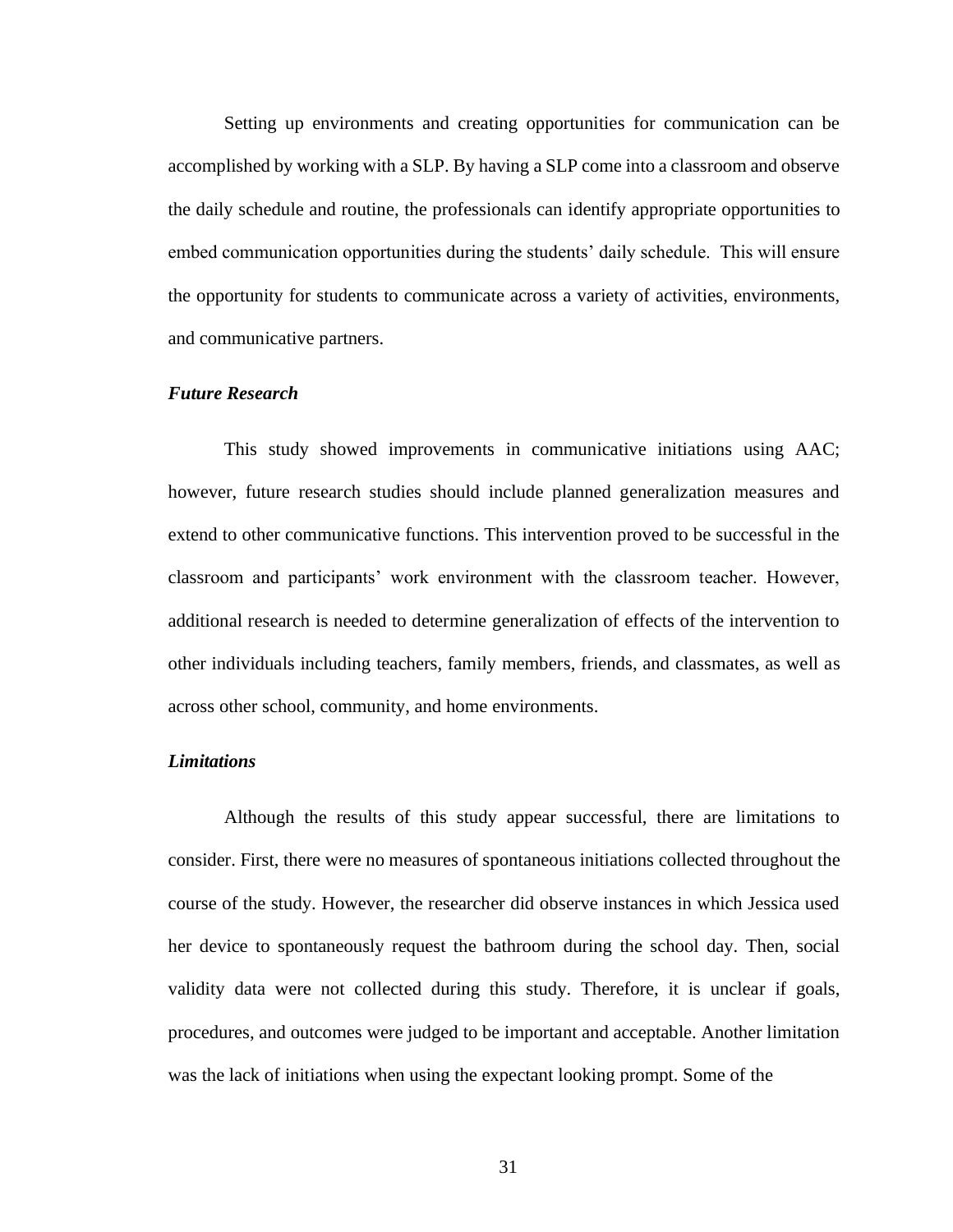Setting up environments and creating opportunities for communication can be accomplished by working with a SLP. By having a SLP come into a classroom and observe the daily schedule and routine, the professionals can identify appropriate opportunities to embed communication opportunities during the students' daily schedule. This will ensure the opportunity for students to communicate across a variety of activities, environments, and communicative partners.

### *Future Research*

This study showed improvements in communicative initiations using AAC; however, future research studies should include planned generalization measures and extend to other communicative functions. This intervention proved to be successful in the classroom and participants' work environment with the classroom teacher. However, additional research is needed to determine generalization of effects of the intervention to other individuals including teachers, family members, friends, and classmates, as well as across other school, community, and home environments.

### *Limitations*

Although the results of this study appear successful, there are limitations to consider. First, there were no measures of spontaneous initiations collected throughout the course of the study. However, the researcher did observe instances in which Jessica used her device to spontaneously request the bathroom during the school day. Then, social validity data were not collected during this study. Therefore, it is unclear if goals, procedures, and outcomes were judged to be important and acceptable. Another limitation was the lack of initiations when using the expectant looking prompt. Some of the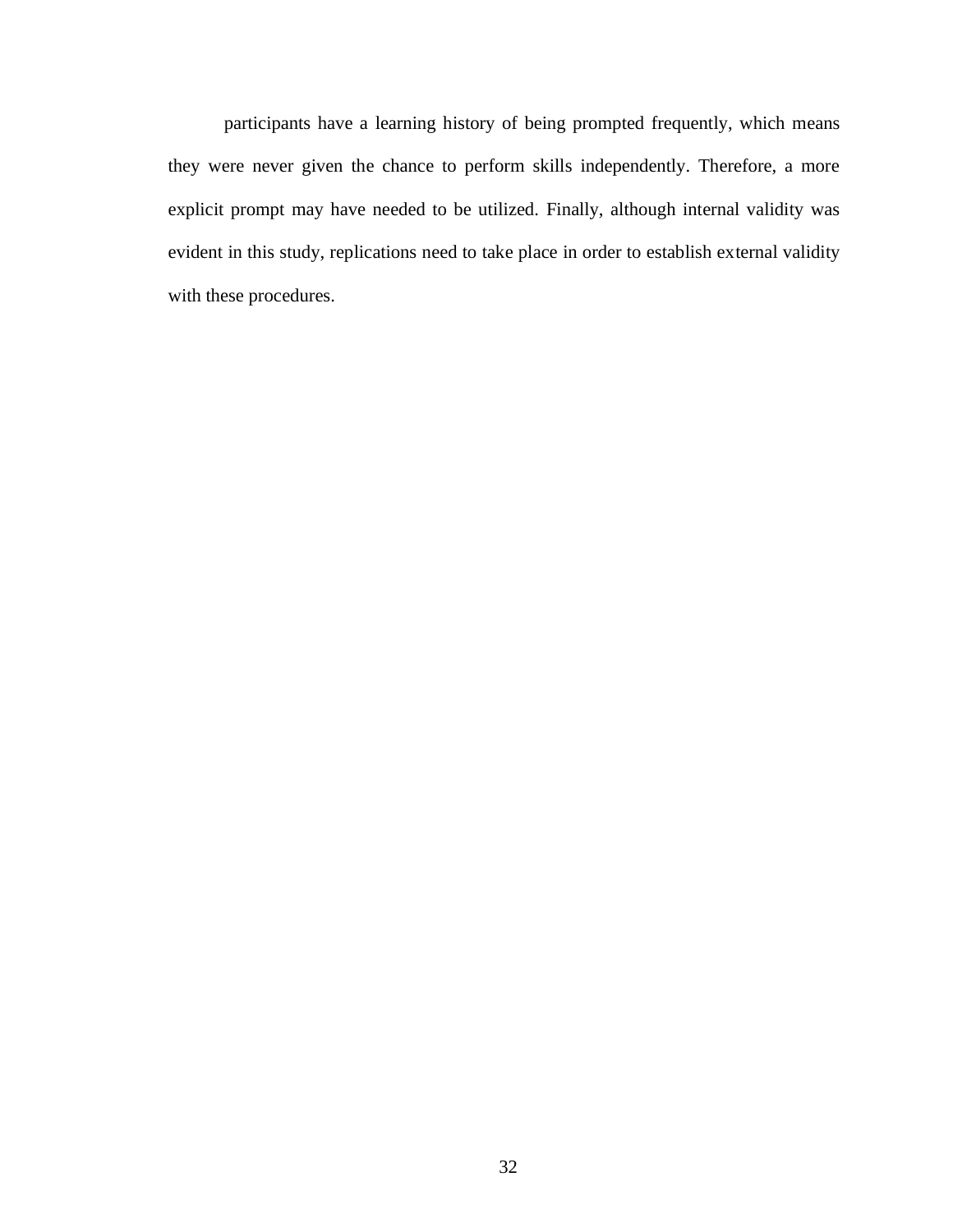participants have a learning history of being prompted frequently, which means they were never given the chance to perform skills independently. Therefore, a more explicit prompt may have needed to be utilized. Finally, although internal validity was evident in this study, replications need to take place in order to establish external validity with these procedures.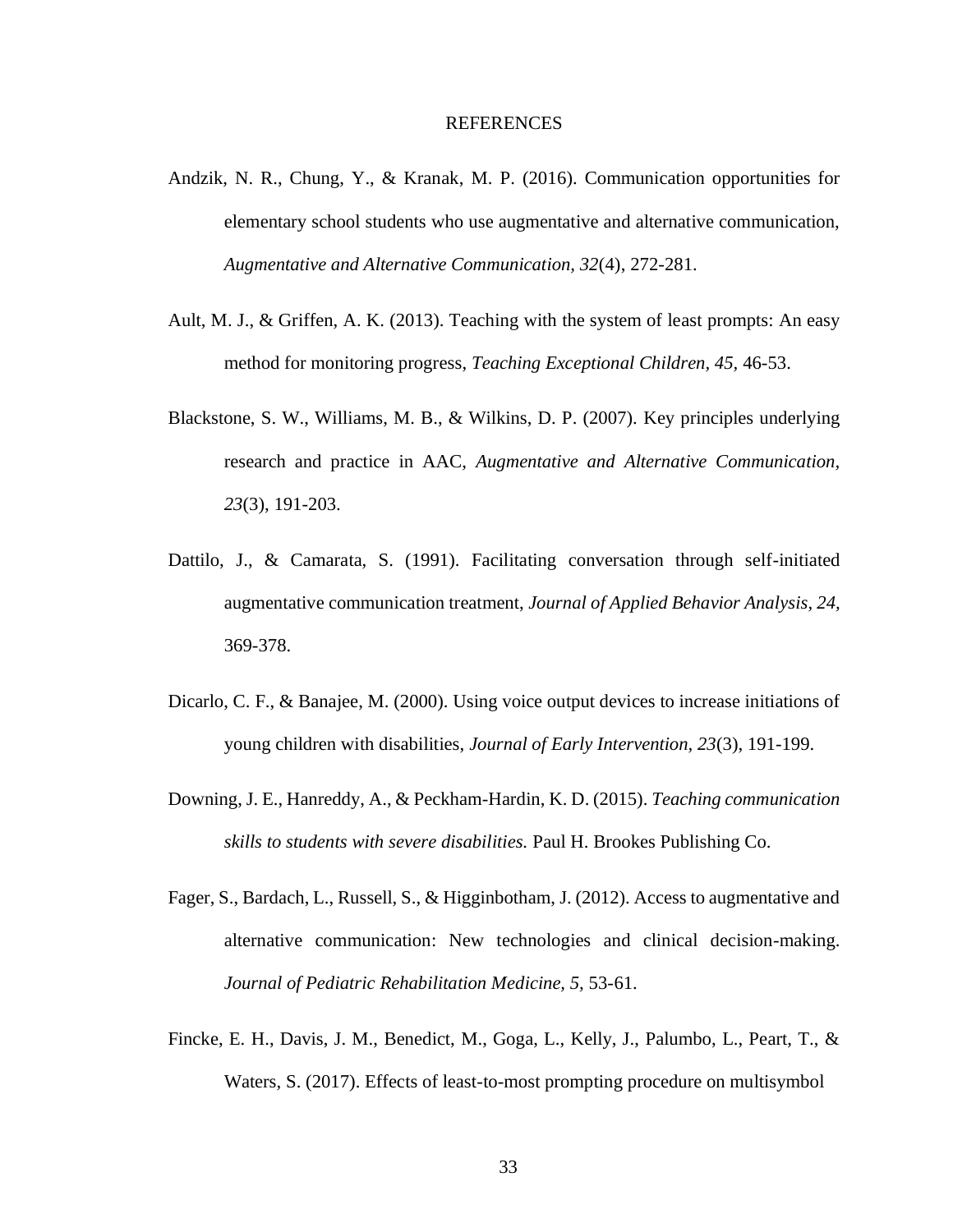# REFERENCES

Andzik, N. R., Chung, Y., & Kranak, M. P. (2016). Communication opportunities for elementary school students who use augmentative and alternative communication, *Augmentative and Alternative Communication, 32*(4), 272-281.

Ault, M. J., & Griffen, A. K. (2013). Teaching with the system of least prompts: An easy method for monitoring progress, *Teaching Exceptional Children, 45*, 46-53.

Blackstone, S. W., Williams, M. B., & Wilkins, D. P. (2007). Key principles underlying research and practice in AAC, *Augmentative and Alternative Communication, 23*(3), 191-203.

Dattilo, J., & Camarata, S. (1991). Facilitating conversation through self-initiated augmentative communication treatment, *Journal of Applied Behavior Analysis, 24*, 369-378.

Dicarlo, C. F., & Banajee, M. (2000). Using voice output devices to increase initiations of young children with disabilities, *Journal of Early Intervention, 23*(3), 191-199.

Downing, J. E., Hanreddy, A., & Peckham-Hardin, K. D. (2015). *Teaching communication skills to students with severe disabilities.* Paul H. Brookes Publishing Co.

Fager, S., Bardach, L., Russell, S., & Higginbotham, J. (2012). Access to augmentative and alternative communication: New technologies and clinical decision-making. *Journal of Pediatric Rehabilitation Medicine, 5*, 53-61.

Fincke, E. H., Davis, J. M., Benedict, M., Goga, L., Kelly, J., Palumbo, L., Peart, T., & Waters, S. (2017). Effects of least-to-most prompting procedure on multisymbol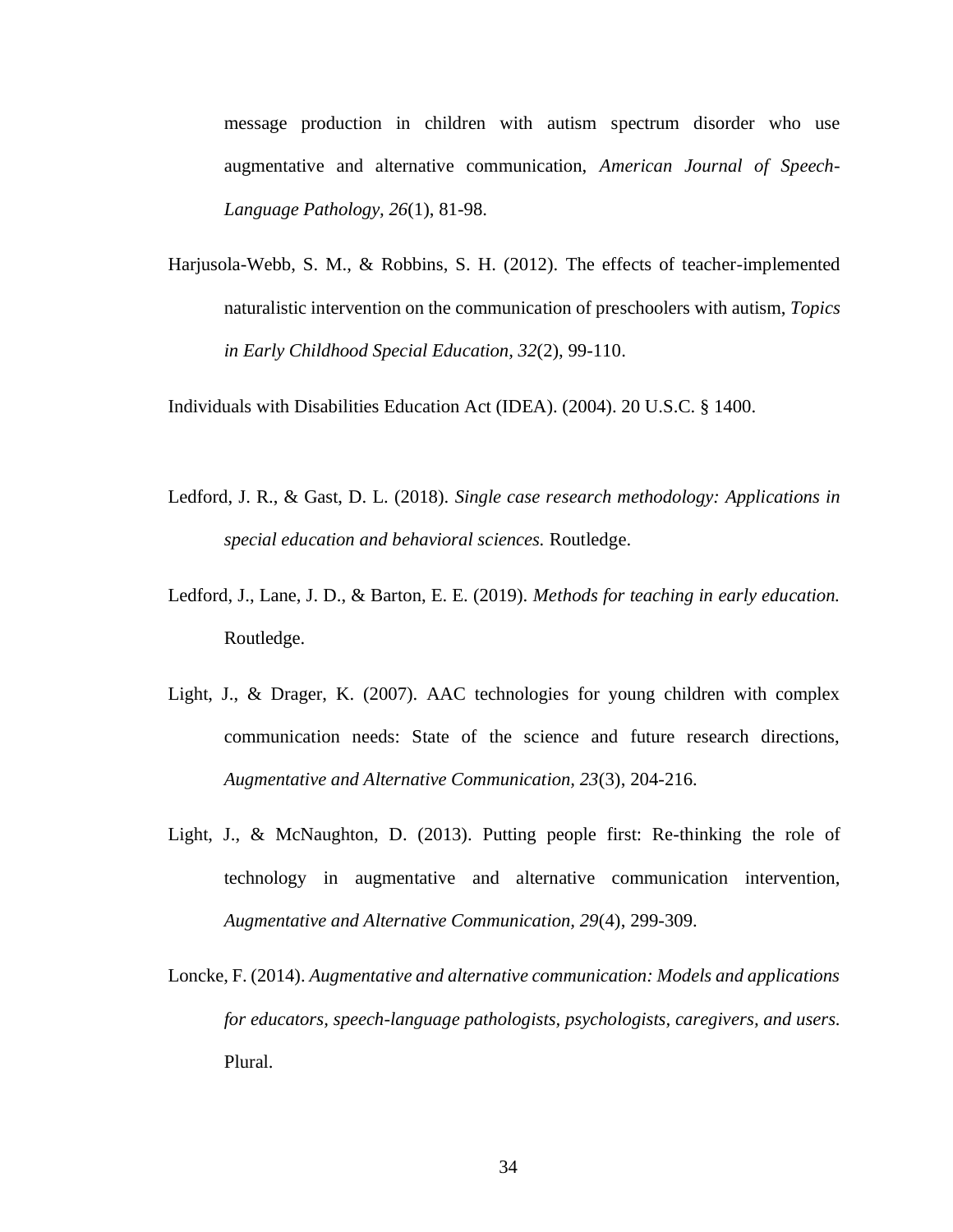message production in children with autism spectrum disorder who use augmentative and alternative communication, *American Journal of Speech-Language Pathology, 26*(1), 81-98.

Harjusola-Webb, S. M., & Robbins, S. H. (2012). The effects of teacher-implemented naturalistic intervention on the communication of preschoolers with autism, *Topics in Early Childhood Special Education, 32*(2), 99-110.

Individuals with Disabilities Education Act (IDEA). (2004). 20 U.S.C. § 1400.

Ledford, J. R., & Gast, D. L. (2018). *Single case research methodology: Applications in special education and behavioral sciences.* Routledge.

Ledford, J., Lane, J. D., & Barton, E. E. (2019). *Methods for teaching in early education.* Routledge.

Light, J., & Drager, K. (2007). AAC technologies for young children with complex communication needs: State of the science and future research directions, *Augmentative and Alternative Communication, 23*(3), 204-216.

Light, J., & McNaughton, D. (2013). Putting people first: Re-thinking the role of technology in augmentative and alternative communication intervention, *Augmentative and Alternative Communication, 29*(4), 299-309.

Loncke, F. (2014). *Augmentative and alternative communication: Models and applications for educators, speech-language pathologists, psychologists, caregivers, and users.* Plural.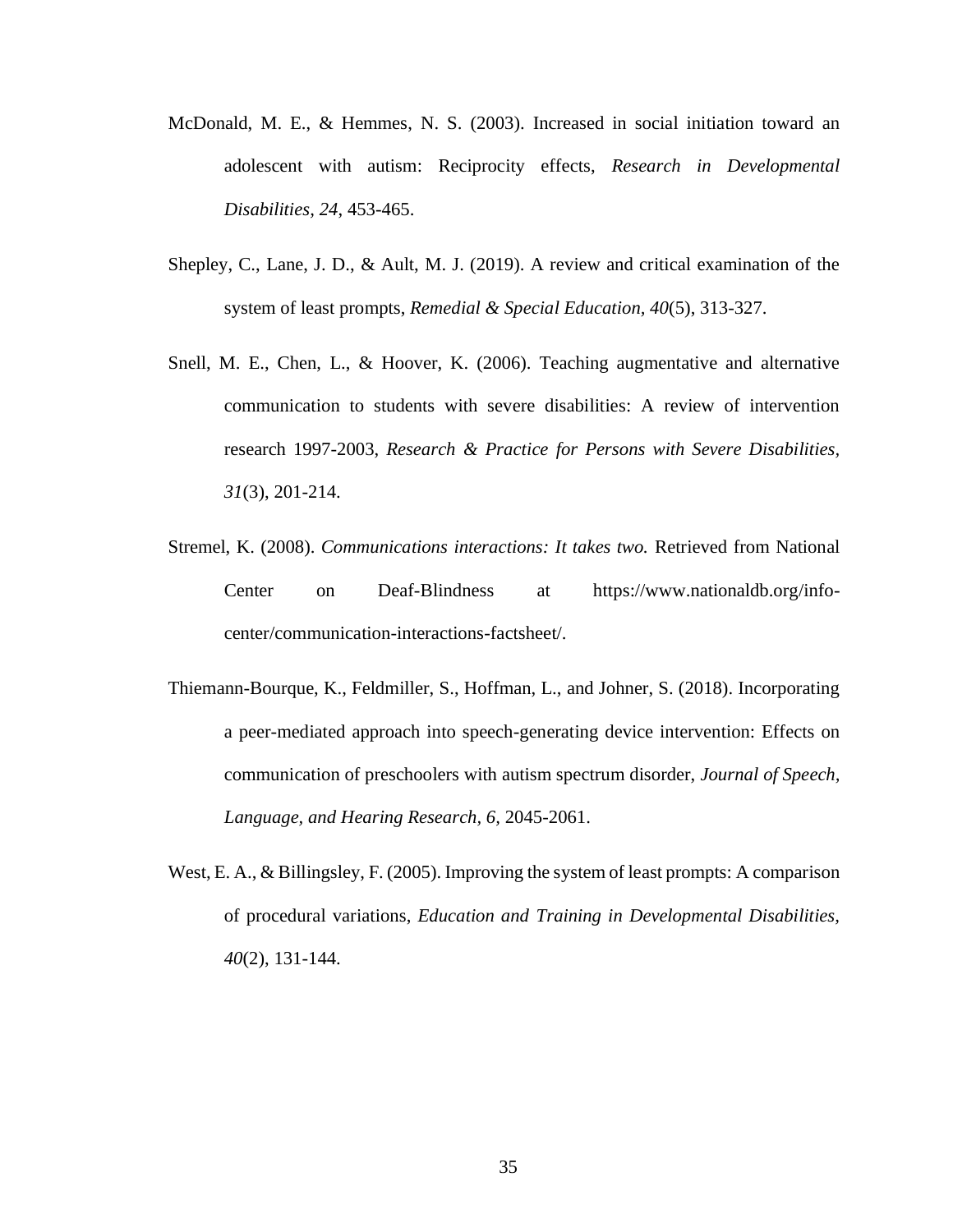McDonald, M. E., & Hemmes, N. S. (2003). Increased in social initiation toward an adolescent with autism: Reciprocity effects, *Research in Developmental Disabilities*, *24*, 453-465.

Shepley, C., Lane, J. D., & Ault, M. J. (2019). A review and critical examination of the system of least prompts, *Remedial & Special Education, 40*(5), 313-327.

Snell, M. E., Chen, L., & Hoover, K. (2006). Teaching augmentative and alternative communication to students with severe disabilities: A review of intervention research 1997-2003, *Research & Practice for Persons with Severe Disabilities, 31*(3), 201-214.

Stremel, K. (2008). *Communications interactions: It takes two.* Retrieved from National Center on Deaf-Blindness at https://www.nationaldb.org/info-center/communication-interactions-factsheet/.

Thiemann-Bourque, K., Feldmiller, S., Hoffman, L., and Johner, S. (2018). Incorporating a peer-mediated approach into speech-generating device intervention: Effects on communication of preschoolers with autism spectrum disorder, *Journal of Speech, Language, and Hearing Research, 6,* 2045-2061.

West, E. A., & Billingsley, F. (2005). Improving the system of least prompts: A comparison of procedural variations, *Education and Training in Developmental Disabilities*, *40*(2), 131-144.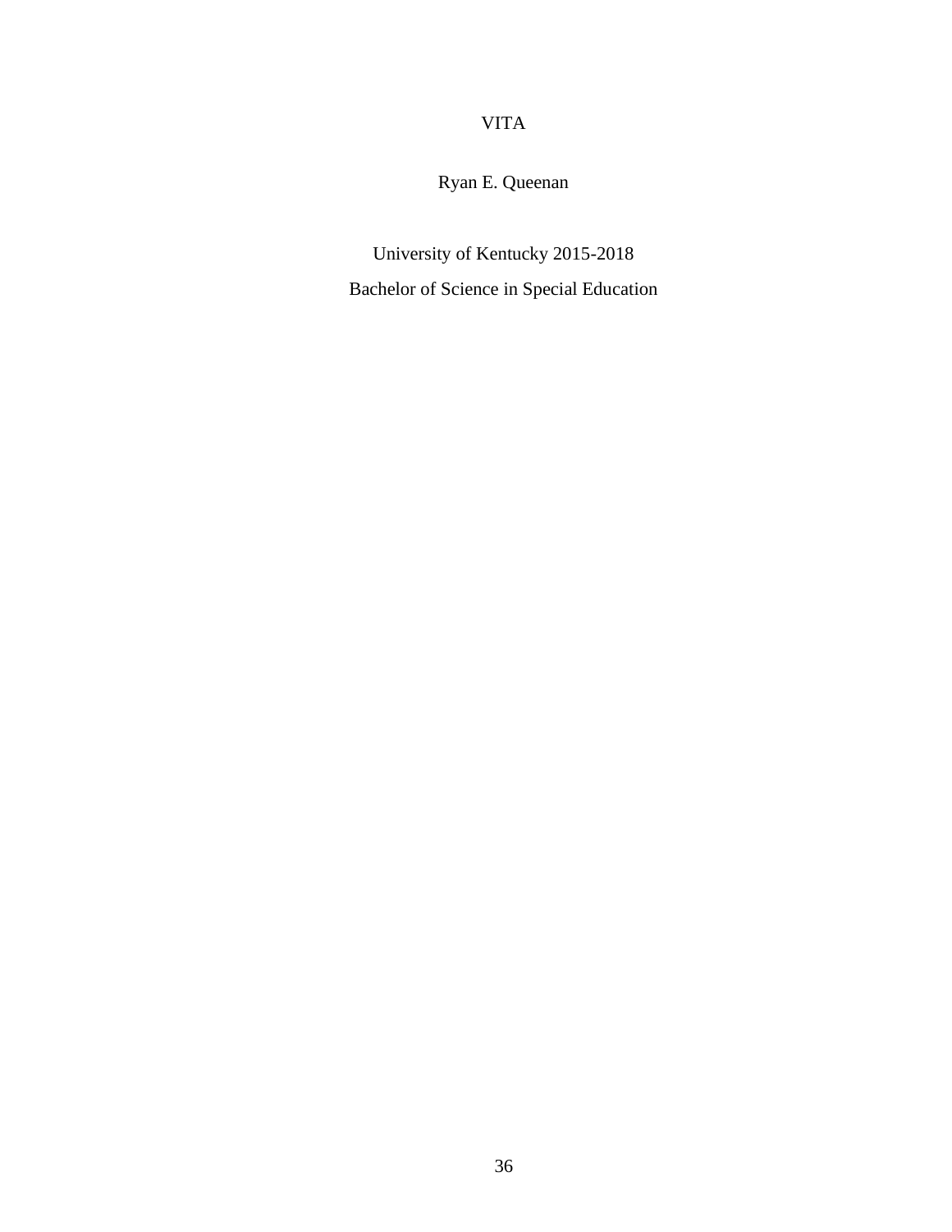# VITA

Ryan E. Queenan

University of Kentucky 2015-2018

Bachelor of Science in Special Education